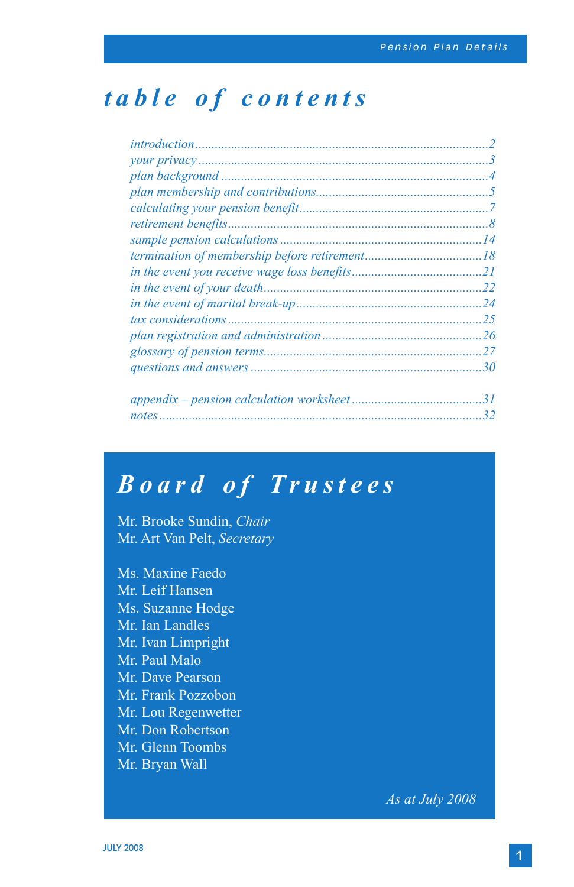# table of contents

| | |
|---|---|
| *introduction* | *2* |
| *your privacy* | *3* |
| *plan background* | *4* |
| *plan membership and contributions* | *5* |
| *calculating your pension benefit* | *7* |
| *retirement benefits* | *8* |
| *sample pension calculations* | *14* |
| *termination of membership before retirement* | *18* |
| *in the event you receive wage loss benefits* | *21* |
| *in the event of your death* | *22* |
| *in the event of marital break-up* | *24* |
| *tax considerations* | *25* |
| *plan registration and administration* | *26* |
| *glossary of pension terms* | *27* |
| *questions and answers* | *30* |
| *appendix – pension calculation worksheet* | *31* |
| *notes* | *32* |

## Board of Trustees

Mr. Brooke Sundin, *Chair*
Mr. Art Van Pelt, *Secretary*

Ms. Maxine Faedo
Mr. Leif Hansen
Ms. Suzanne Hodge
Mr. Ian Landles
Mr. Ivan Limpright
Mr. Paul Malo
Mr. Dave Pearson
Mr. Frank Pozzobon
Mr. Lou Regenwetter
Mr. Don Robertson
Mr. Glenn Toombs
Mr. Bryan Wall

*As at July 2008*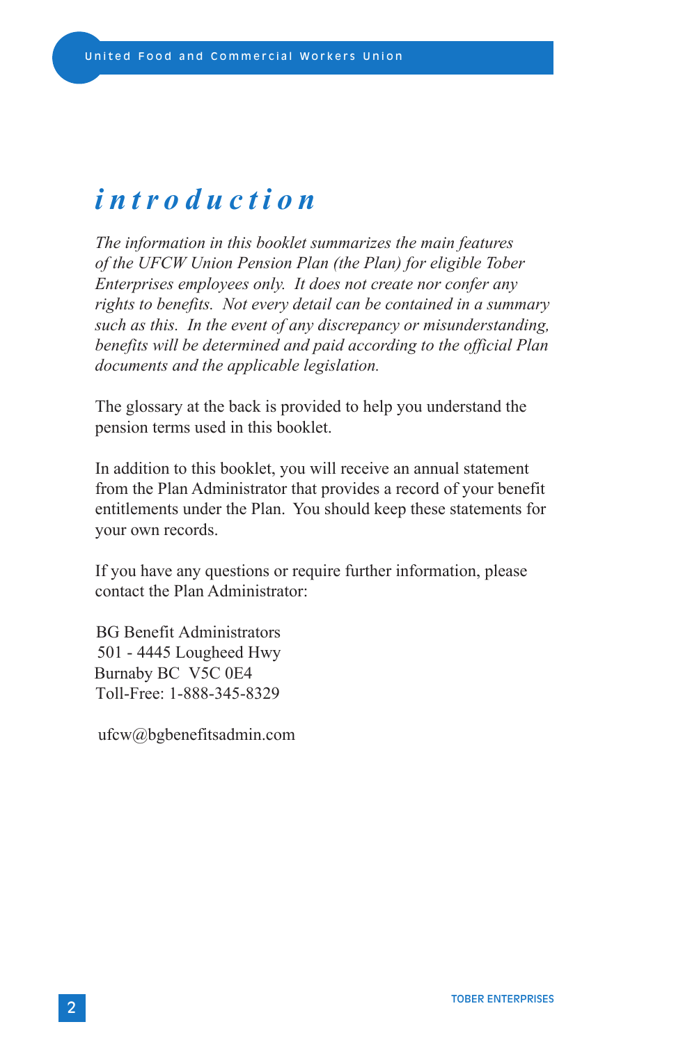# *introduction*

*The information in this booklet summarizes the main features of the UFCW Union Pension Plan (the Plan) for eligible Tober Enterprises employees only. It does not create nor confer any rights to benefits. Not every detail can be contained in a summary such as this. In the event of any discrepancy or misunderstanding, benefits will be determined and paid according to the official Plan documents and the applicable legislation.*

The glossary at the back is provided to help you understand the pension terms used in this booklet.

In addition to this booklet, you will receive an annual statement from the Plan Administrator that provides a record of your benefit entitlements under the Plan. You should keep these statements for your own records.

If you have any questions or require further information, please contact the Plan Administrator:

BG Benefit Administrators
501 - 4445 Lougheed Hwy
Burnaby BC V5C 0E4
Toll-Free: 1-888-345-8329

ufcw@bgbenefitsadmin.com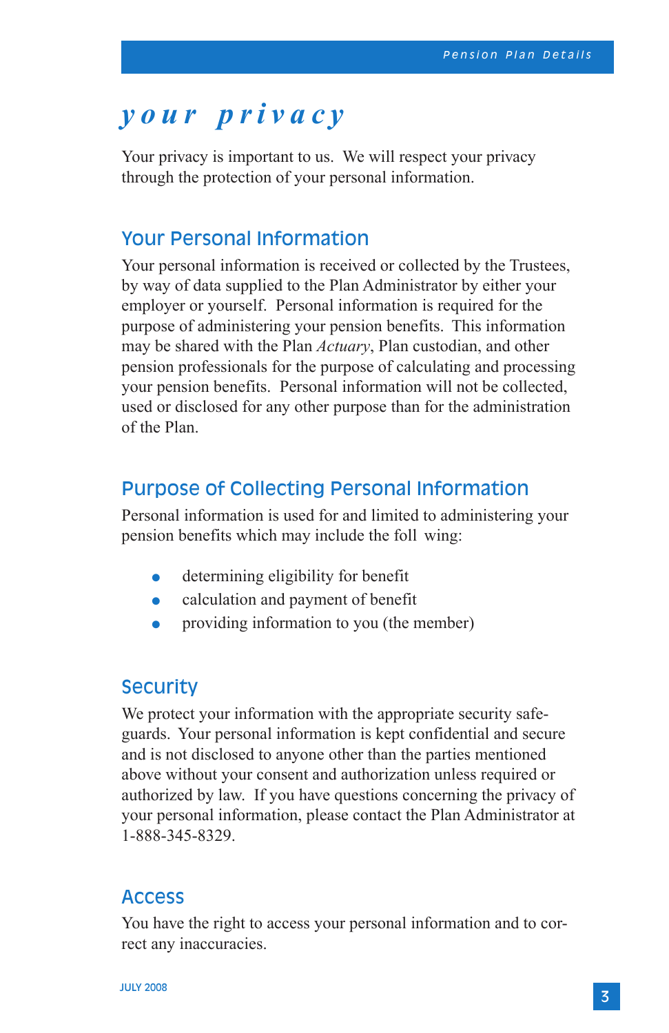# *your privacy*

Your privacy is important to us. We will respect your privacy through the protection of your personal information.

## Your Personal Information

Your personal information is received or collected by the Trustees, by way of data supplied to the Plan Administrator by either your employer or yourself. Personal information is required for the purpose of administering your pension benefits. This information may be shared with the Plan *Actuary*, Plan custodian, and other pension professionals for the purpose of calculating and processing your pension benefits. Personal information will not be collected, used or disclosed for any other purpose than for the administration of the Plan.

## Purpose of Collecting Personal Information

Personal information is used for and limited to administering your pension benefits which may include the foll wing:

- determining eligibility for benefit
- calculation and payment of benefit
- providing information to you (the member)

## Security

We protect your information with the appropriate security safeguards. Your personal information is kept confidential and secure and is not disclosed to anyone other than the parties mentioned above without your consent and authorization unless required or authorized by law. If you have questions concerning the privacy of your personal information, please contact the Plan Administrator at 1-888-345-8329.

## Access

You have the right to access your personal information and to correct any inaccuracies.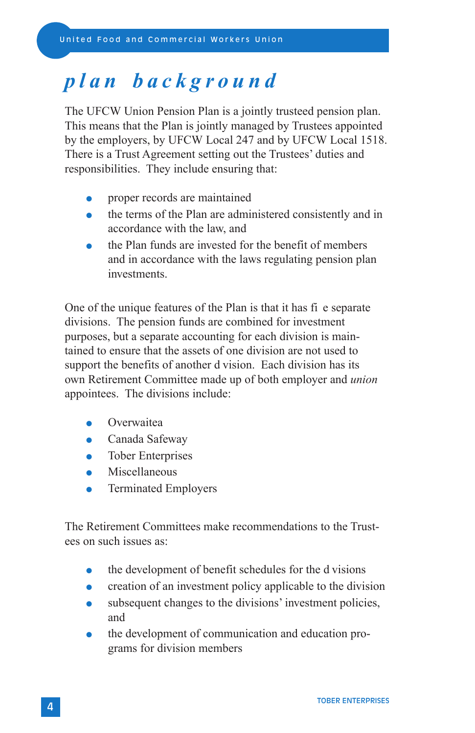# *plan background*

The UFCW Union Pension Plan is a jointly trusteed pension plan. This means that the Plan is jointly managed by Trustees appointed by the employers, by UFCW Local 247 and by UFCW Local 1518. There is a Trust Agreement setting out the Trustees' duties and responsibilities. They include ensuring that:

- proper records are maintained
- the terms of the Plan are administered consistently and in accordance with the law, and
- the Plan funds are invested for the benefit of members and in accordance with the laws regulating pension plan investments.

One of the unique features of the Plan is that it has fi e separate divisions. The pension funds are combined for investment purposes, but a separate accounting for each division is maintained to ensure that the assets of one division are not used to support the benefits of another d vision. Each division has its own Retirement Committee made up of both employer and *union* appointees. The divisions include:

- Overwaitea
- Canada Safeway
- Tober Enterprises
- Miscellaneous
- Terminated Employers

The Retirement Committees make recommendations to the Trustees on such issues as:

- the development of benefit schedules for the d visions
- creation of an investment policy applicable to the division
- subsequent changes to the divisions' investment policies, and
- the development of communication and education programs for division members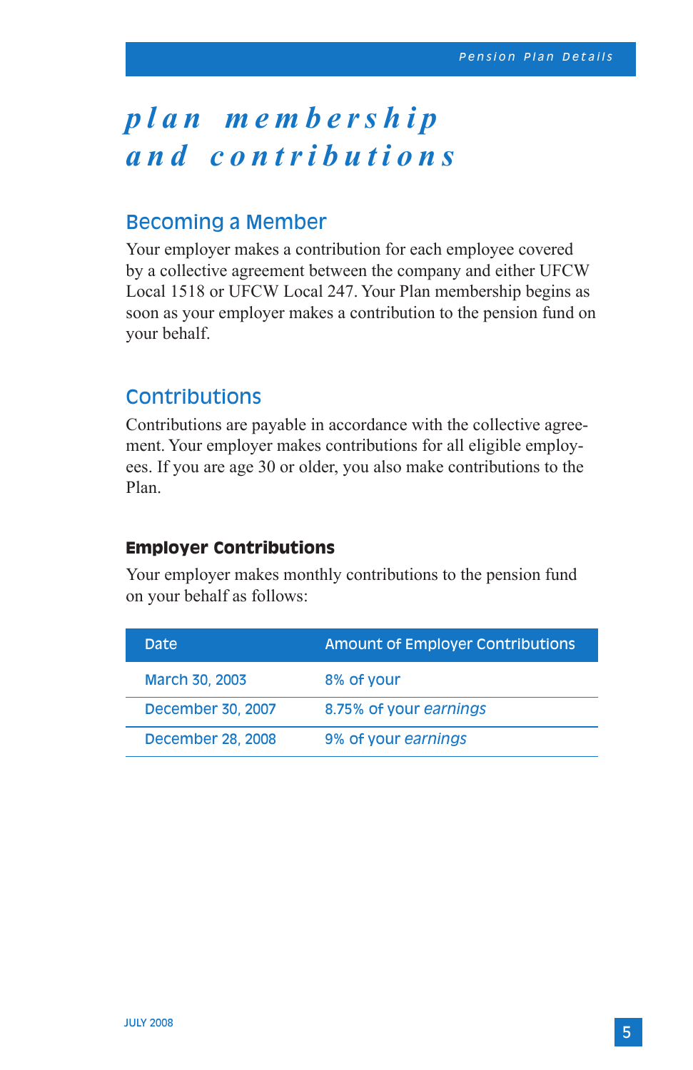# plan membership and contributions

## Becoming a Member

Your employer makes a contribution for each employee covered by a collective agreement between the company and either UFCW Local 1518 or UFCW Local 247. Your Plan membership begins as soon as your employer makes a contribution to the pension fund on your behalf.

## Contributions

Contributions are payable in accordance with the collective agreement. Your employer makes contributions for all eligible employees. If you are age 30 or older, you also make contributions to the Plan.

### Employer Contributions

Your employer makes monthly contributions to the pension fund on your behalf as follows:

| Date | Amount of Employer Contributions |
|---|---|
| March 30, 2003 | 8% of your |
| December 30, 2007 | 8.75% of your *earnings* |
| December 28, 2008 | 9% of your *earnings* |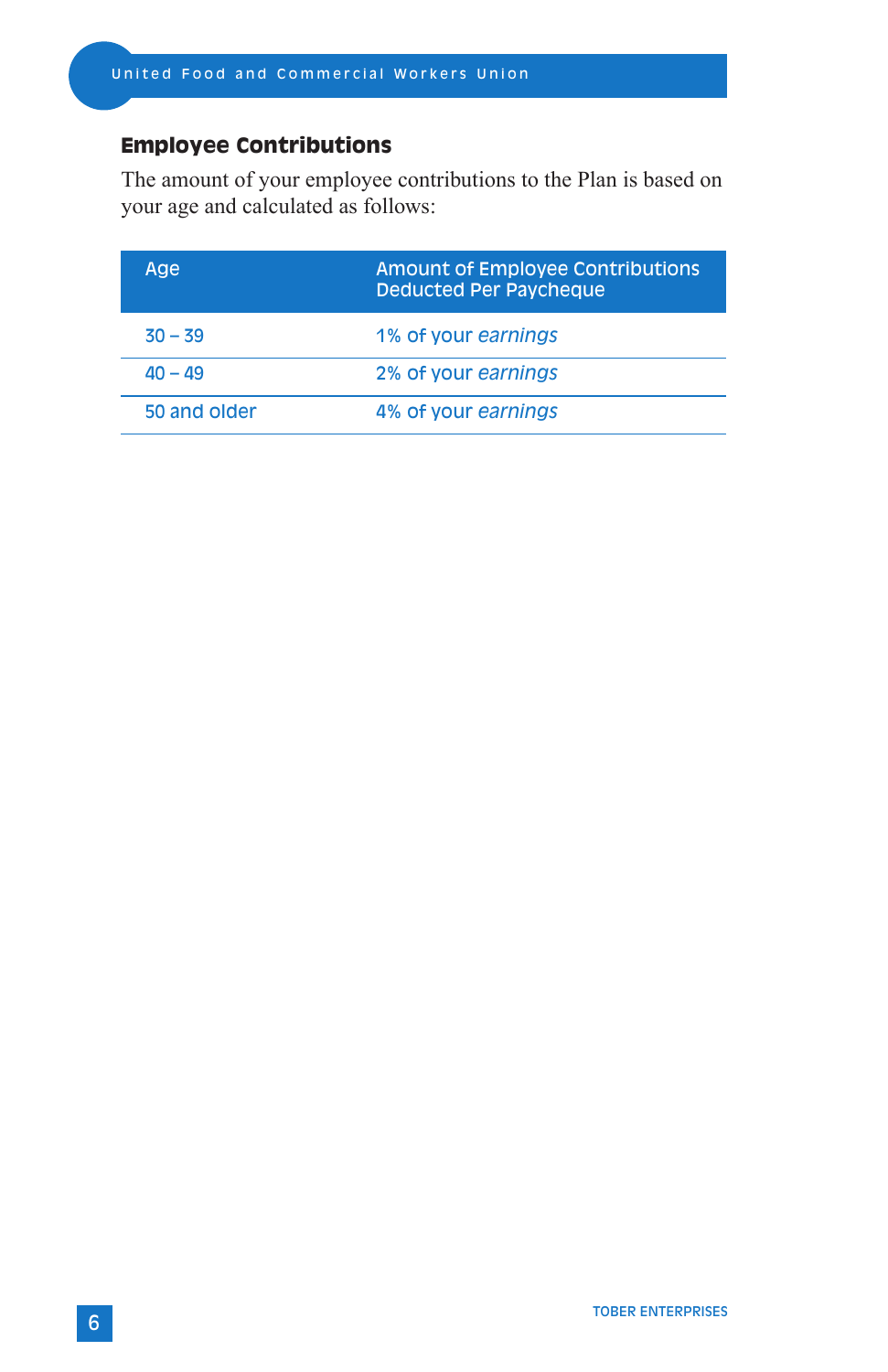## Employee Contributions

The amount of your employee contributions to the Plan is based on your age and calculated as follows:

| Age | Amount of Employee Contributions Deducted Per Paycheque |
|---|---|
| 30 – 39 | 1% of your *earnings* |
| 40 – 49 | 2% of your *earnings* |
| 50 and older | 4% of your *earnings* |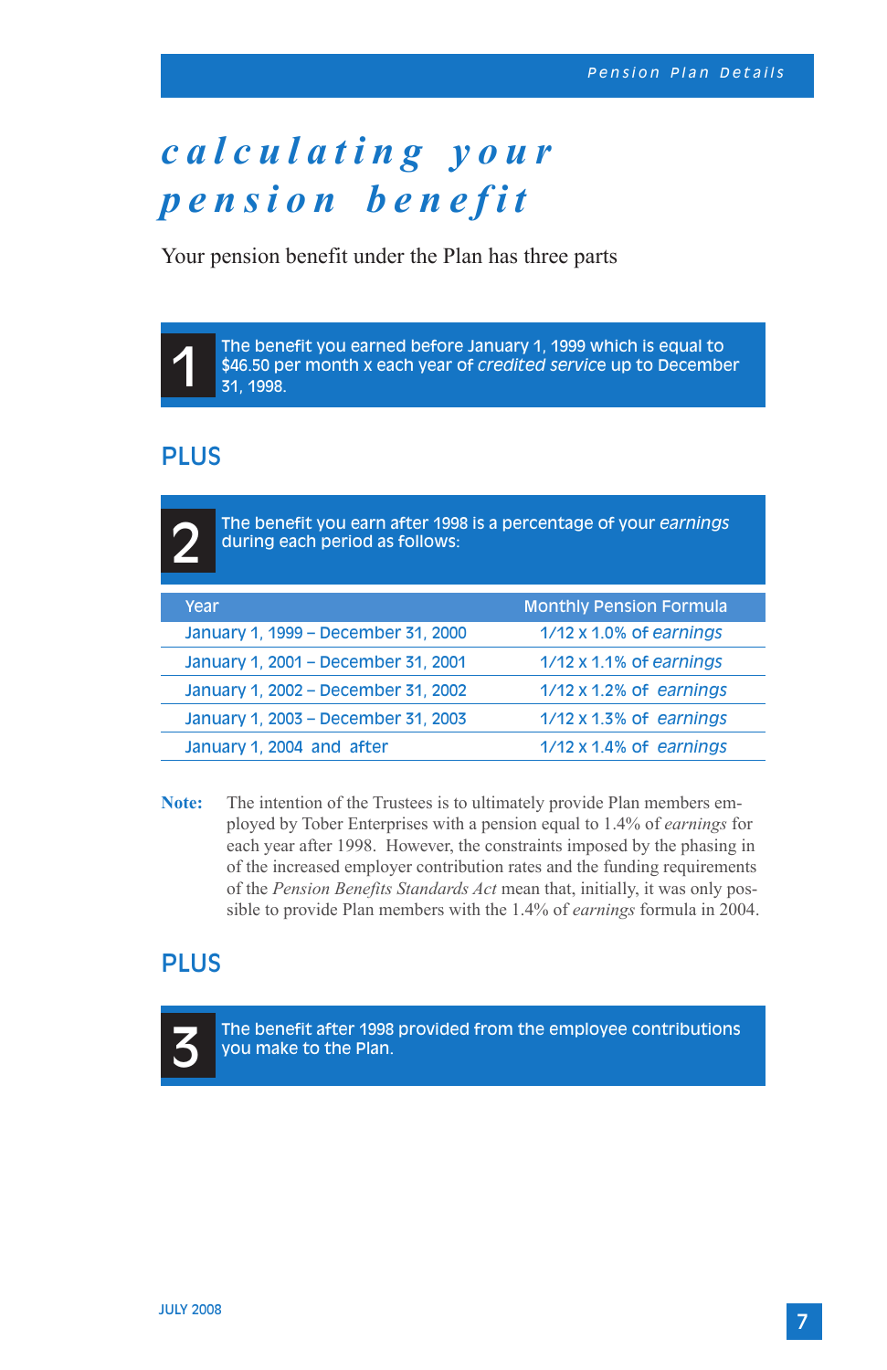# calculating your pension benefit

Your pension benefit under the Plan has three parts

**1** The benefit you earned before January 1, 1999 which is equal to $46.50 per month x each year of *credited service* up to December 31, 1998.

## PLUS

**2** The benefit you earn after 1998 is a percentage of your *earnings* during each period as follows:

| Year | Monthly Pension Formula |
|---|---|
| January 1, 1999 – December 31, 2000 | 1/12 x 1.0% of *earnings* |
| January 1, 2001 – December 31, 2001 | 1/12 x 1.1% of *earnings* |
| January 1, 2002 – December 31, 2002 | 1/12 x 1.2% of *earnings* |
| January 1, 2003 – December 31, 2003 | 1/12 x 1.3% of *earnings* |
| January 1, 2004 and after | 1/12 x 1.4% of *earnings* |

**Note:** The intention of the Trustees is to ultimately provide Plan members employed by Tober Enterprises with a pension equal to 1.4% of *earnings* for each year after 1998. However, the constraints imposed by the phasing in of the increased employer contribution rates and the funding requirements of the *Pension Benefits Standards Act* mean that, initially, it was only possible to provide Plan members with the 1.4% of *earnings* formula in 2004.

## PLUS

**3** The benefit after 1998 provided from the employee contributions you make to the Plan.

JULY 2008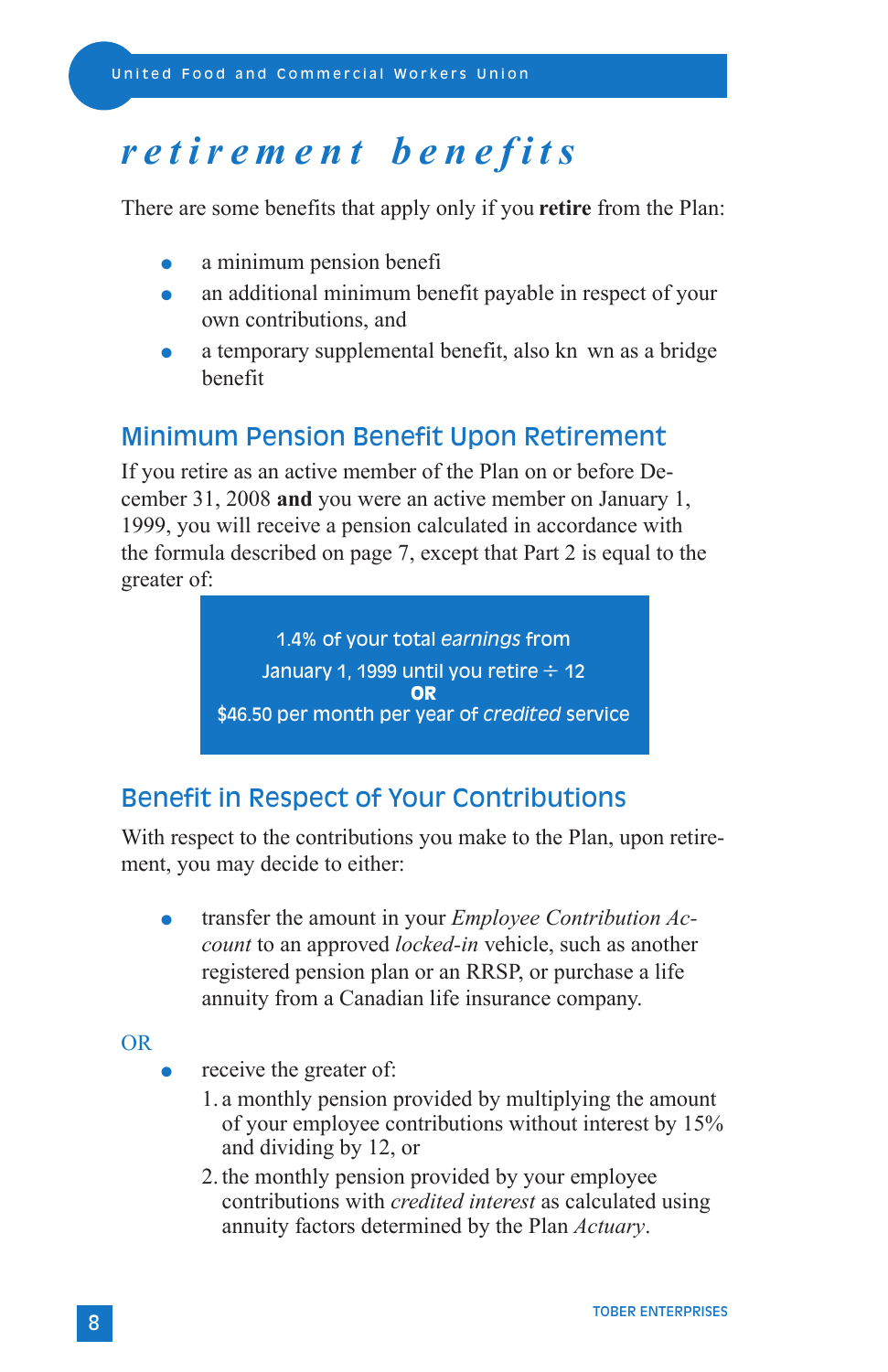# *retirement benefits*

There are some benefits that apply only if you **retire** from the Plan:

- a minimum pension benefi
- an additional minimum benefit payable in respect of your own contributions, and
- a temporary supplemental benefit, also kn wn as a bridge benefit

## Minimum Pension Benefit Upon Retirement

If you retire as an active member of the Plan on or before December 31, 2008 **and** you were an active member on January 1, 1999, you will receive a pension calculated in accordance with the formula described on page 7, except that Part 2 is equal to the greater of:

> 1.4% of your total *earnings* from
> January 1, 1999 until you retire ÷ 12
> **OR**
> $46.50 per month per year of *credited* service

## Benefit in Respect of Your Contributions

With respect to the contributions you make to the Plan, upon retirement, you may decide to either:

- transfer the amount in your *Employee Contribution Account* to an approved *locked-in* vehicle, such as another registered pension plan or an RRSP, or purchase a life annuity from a Canadian life insurance company.

OR

- receive the greater of:
  1. a monthly pension provided by multiplying the amount of your employee contributions without interest by 15% and dividing by 12, or
  2. the monthly pension provided by your employee contributions with *credited interest* as calculated using annuity factors determined by the Plan *Actuary*.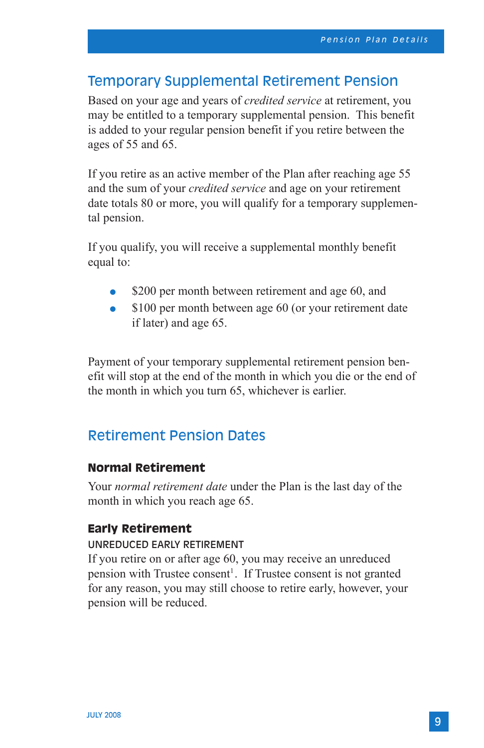## Temporary Supplemental Retirement Pension

Based on your age and years of *credited service* at retirement, you may be entitled to a temporary supplemental pension. This benefit is added to your regular pension benefit if you retire between the ages of 55 and 65.

If you retire as an active member of the Plan after reaching age 55 and the sum of your *credited service* and age on your retirement date totals 80 or more, you will qualify for a temporary supplemental pension.

If you qualify, you will receive a supplemental monthly benefit equal to:

- $200 per month between retirement and age 60, and
- $100 per month between age 60 (or your retirement date if later) and age 65.

Payment of your temporary supplemental retirement pension benefit will stop at the end of the month in which you die or the end of the month in which you turn 65, whichever is earlier.

## Retirement Pension Dates

### Normal Retirement

Your *normal retirement date* under the Plan is the last day of the month in which you reach age 65.

### Early Retirement

UNREDUCED EARLY RETIREMENT

If you retire on or after age 60, you may receive an unreduced pension with Trustee consent[1]. If Trustee consent is not granted for any reason, you may still choose to retire early, however, your pension will be reduced.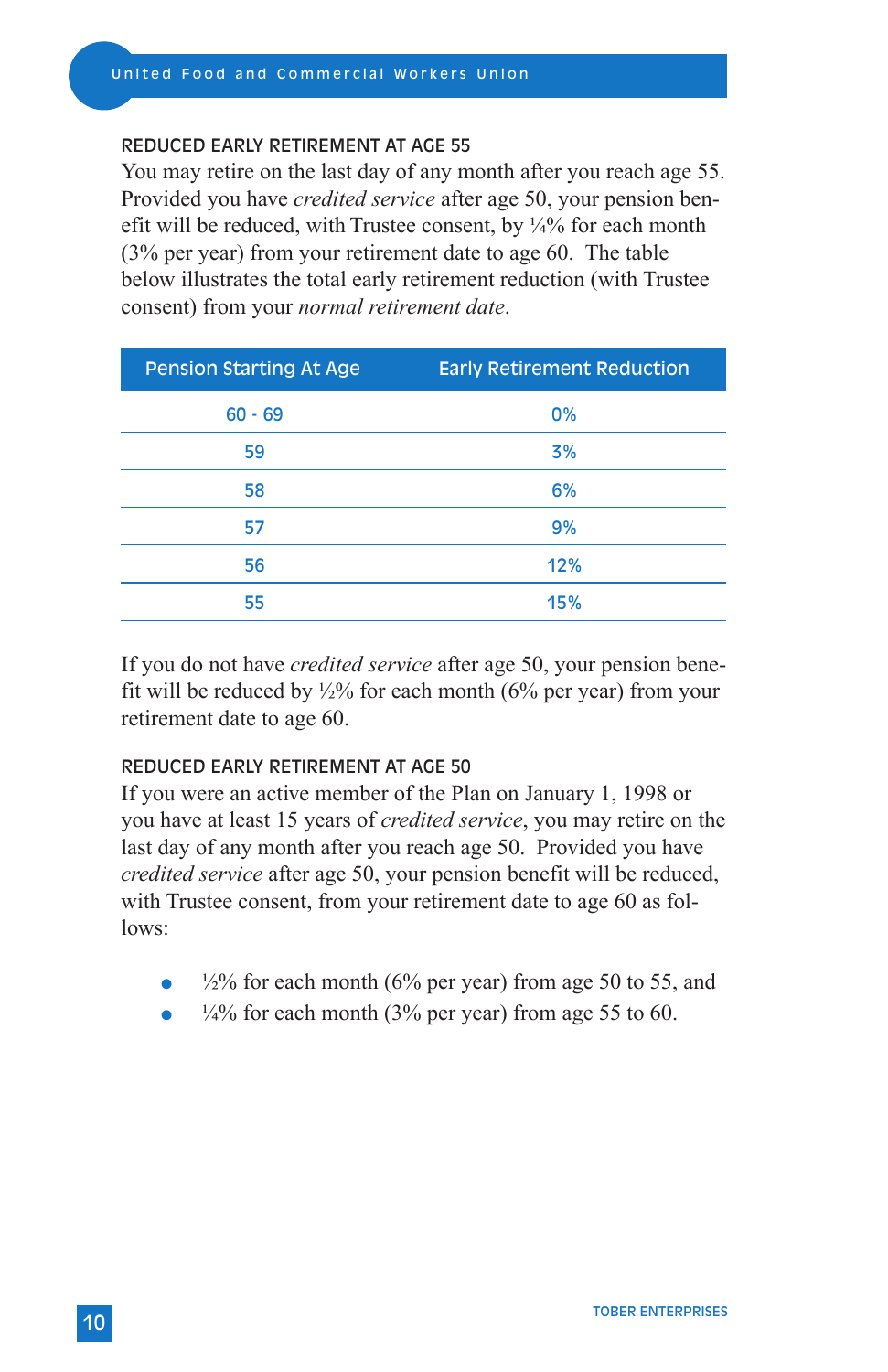## REDUCED EARLY RETIREMENT AT AGE 55

You may retire on the last day of any month after you reach age 55. Provided you have *credited service* after age 50, your pension benefit will be reduced, with Trustee consent, by ¼% for each month (3% per year) from your retirement date to age 60. The table below illustrates the total early retirement reduction (with Trustee consent) from your *normal retirement date*.

| Pension Starting At Age | Early Retirement Reduction |
|---|---|
| 60 - 69 | 0% |
| 59 | 3% |
| 58 | 6% |
| 57 | 9% |
| 56 | 12% |
| 55 | 15% |

If you do not have *credited service* after age 50, your pension benefit will be reduced by ½% for each month (6% per year) from your retirement date to age 60.

## REDUCED EARLY RETIREMENT AT AGE 50

If you were an active member of the Plan on January 1, 1998 or you have at least 15 years of *credited service*, you may retire on the last day of any month after you reach age 50. Provided you have *credited service* after age 50, your pension benefit will be reduced, with Trustee consent, from your retirement date to age 60 as follows:

- ½% for each month (6% per year) from age 50 to 55, and
- ¼% for each month (3% per year) from age 55 to 60.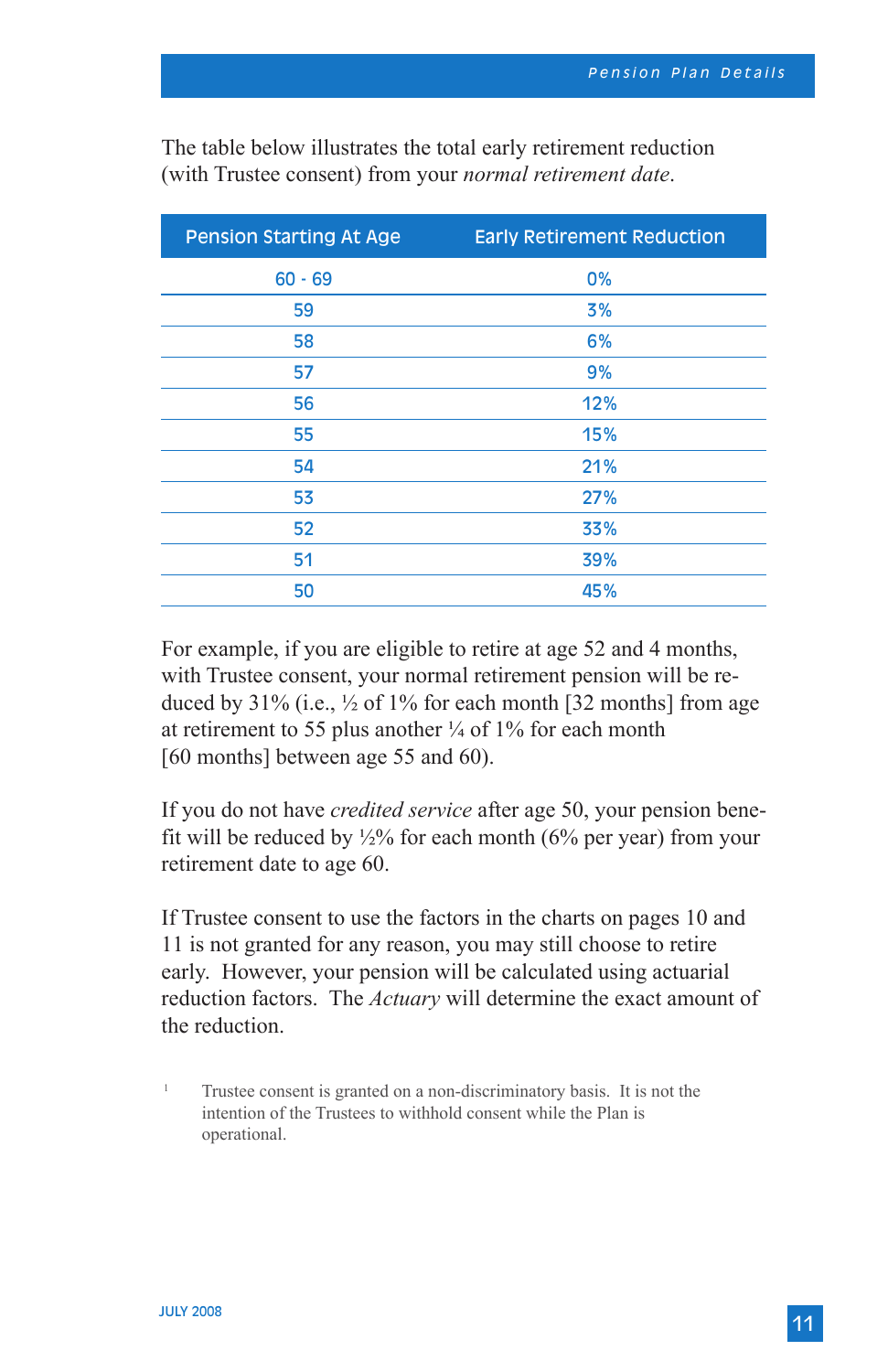The table below illustrates the total early retirement reduction (with Trustee consent) from your *normal retirement date*.

| Pension Starting At Age | Early Retirement Reduction |
|---|---|
| 60 - 69 | 0% |
| 59 | 3% |
| 58 | 6% |
| 57 | 9% |
| 56 | 12% |
| 55 | 15% |
| 54 | 21% |
| 53 | 27% |
| 52 | 33% |
| 51 | 39% |
| 50 | 45% |

For example, if you are eligible to retire at age 52 and 4 months, with Trustee consent, your normal retirement pension will be reduced by 31% (i.e., ½ of 1% for each month [32 months] from age at retirement to 55 plus another ¼ of 1% for each month [60 months] between age 55 and 60).

If you do not have *credited service* after age 50, your pension benefit will be reduced by ½% for each month (6% per year) from your retirement date to age 60.

If Trustee consent to use the factors in the charts on pages 10 and 11 is not granted for any reason, you may still choose to retire early. However, your pension will be calculated using actuarial reduction factors. The *Actuary* will determine the exact amount of the reduction.

[1] Trustee consent is granted on a non-discriminatory basis. It is not the intention of the Trustees to withhold consent while the Plan is operational.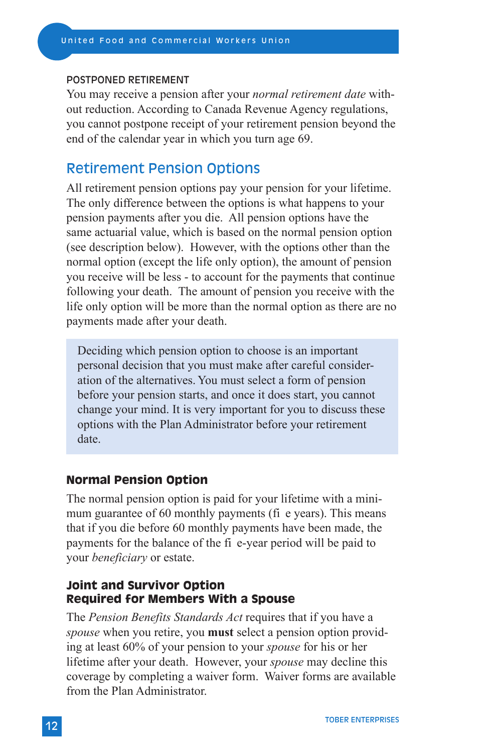### POSTPONED RETIREMENT

You may receive a pension after your *normal retirement date* without reduction. According to Canada Revenue Agency regulations, you cannot postpone receipt of your retirement pension beyond the end of the calendar year in which you turn age 69.

## Retirement Pension Options

All retirement pension options pay your pension for your lifetime. The only difference between the options is what happens to your pension payments after you die. All pension options have the same actuarial value, which is based on the normal pension option (see description below). However, with the options other than the normal option (except the life only option), the amount of pension you receive will be less - to account for the payments that continue following your death. The amount of pension you receive with the life only option will be more than the normal option as there are no payments made after your death.

> Deciding which pension option to choose is an important personal decision that you must make after careful consideration of the alternatives. You must select a form of pension before your pension starts, and once it does start, you cannot change your mind. It is very important for you to discuss these options with the Plan Administrator before your retirement date.

### Normal Pension Option

The normal pension option is paid for your lifetime with a minimum guarantee of 60 monthly payments (fi e years). This means that if you die before 60 monthly payments have been made, the payments for the balance of the fi e-year period will be paid to your *beneficiary* or estate.

### Joint and Survivor Option
### Required for Members With a Spouse

The *Pension Benefits Standards Act* requires that if you have a *spouse* when you retire, you **must** select a pension option providing at least 60% of your pension to your *spouse* for his or her lifetime after your death. However, your *spouse* may decline this coverage by completing a waiver form. Waiver forms are available from the Plan Administrator.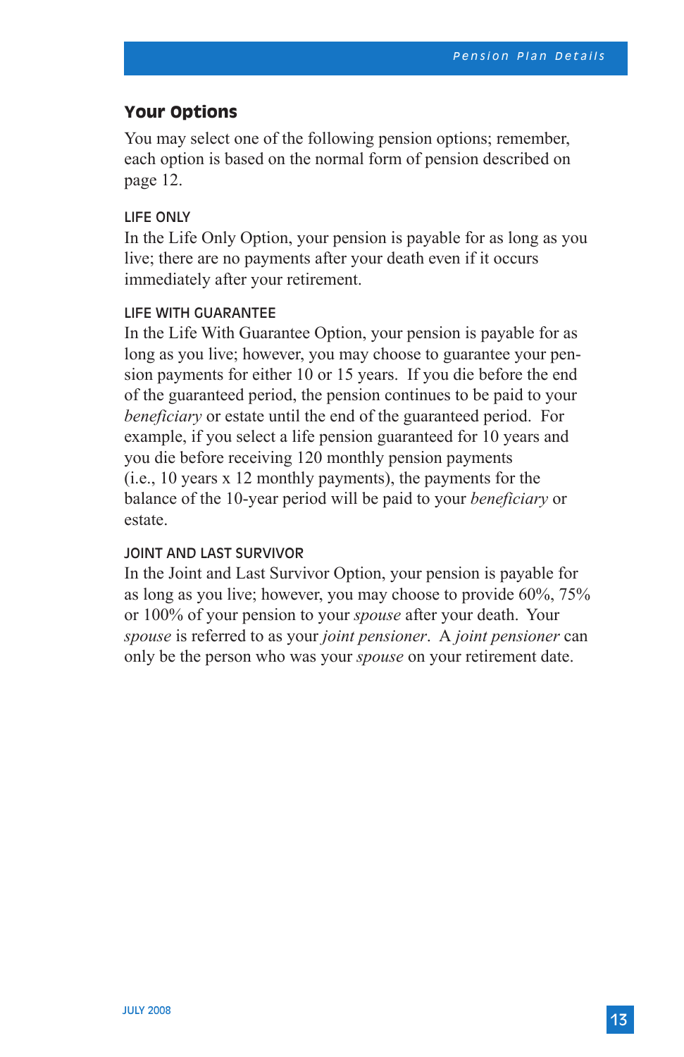## Your Options

You may select one of the following pension options; remember, each option is based on the normal form of pension described on page 12.

### LIFE ONLY

In the Life Only Option, your pension is payable for as long as you live; there are no payments after your death even if it occurs immediately after your retirement.

### LIFE WITH GUARANTEE

In the Life With Guarantee Option, your pension is payable for as long as you live; however, you may choose to guarantee your pension payments for either 10 or 15 years. If you die before the end of the guaranteed period, the pension continues to be paid to your *beneficiary* or estate until the end of the guaranteed period. For example, if you select a life pension guaranteed for 10 years and you die before receiving 120 monthly pension payments (i.e., 10 years x 12 monthly payments), the payments for the balance of the 10-year period will be paid to your *beneficiary* or estate.

### JOINT AND LAST SURVIVOR

In the Joint and Last Survivor Option, your pension is payable for as long as you live; however, you may choose to provide 60%, 75% or 100% of your pension to your *spouse* after your death. Your *spouse* is referred to as your *joint pensioner*. A *joint pensioner* can only be the person who was your *spouse* on your retirement date.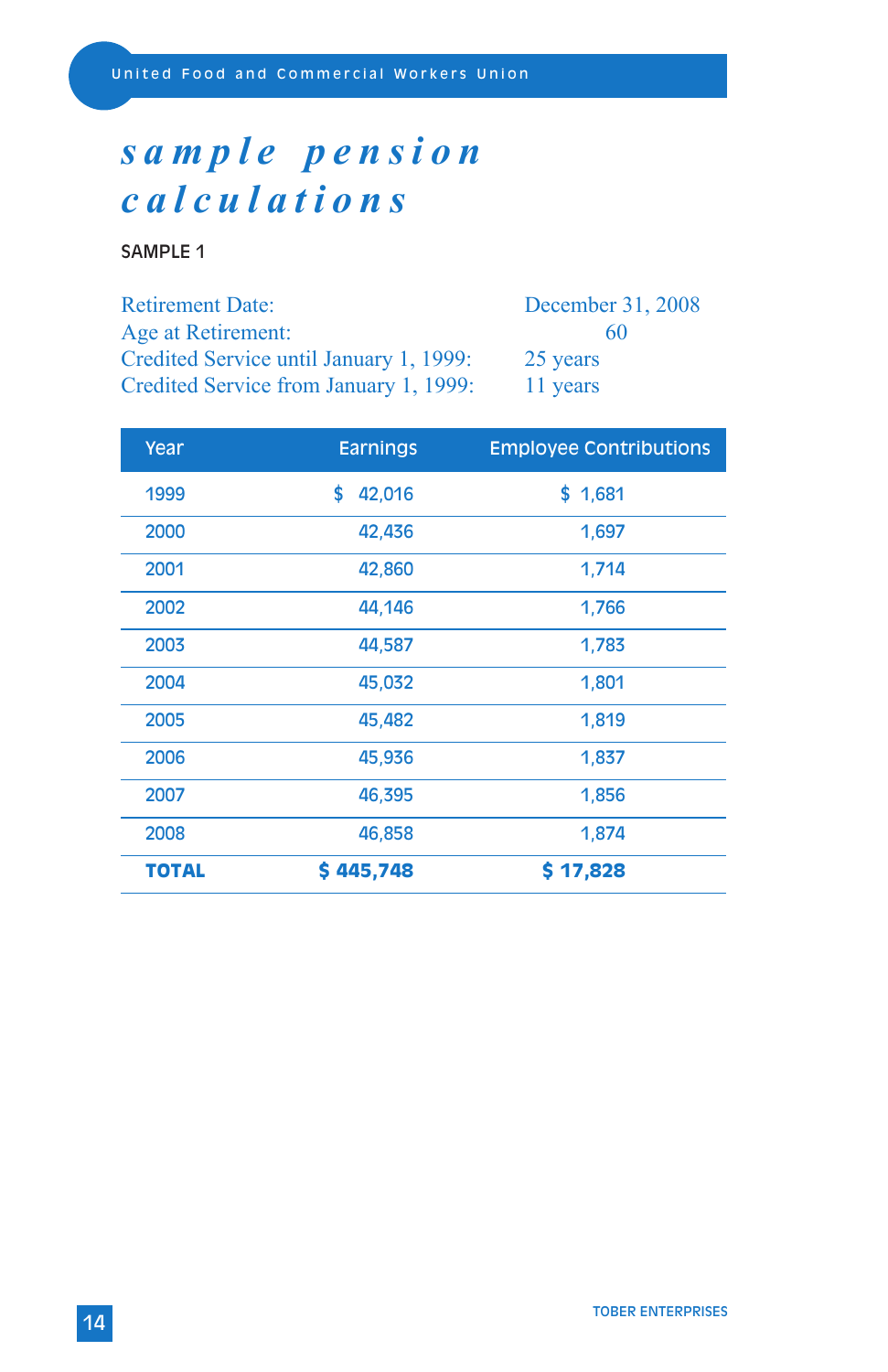# sample pension calculations

**SAMPLE 1**

| | |
|---|---|
| Retirement Date: | December 31, 2008 |
| Age at Retirement: | 60 |
| Credited Service until January 1, 1999: | 25 years |
| Credited Service from January 1, 1999: | 11 years |

| Year | Earnings | Employee Contributions |
|---|---|---|
| 1999 | $ 42,016 | $ 1,681 |
| 2000 | 42,436 | 1,697 |
| 2001 | 42,860 | 1,714 |
| 2002 | 44,146 | 1,766 |
| 2003 | 44,587 | 1,783 |
| 2004 | 45,032 | 1,801 |
| 2005 | 45,482 | 1,819 |
| 2006 | 45,936 | 1,837 |
| 2007 | 46,395 | 1,856 |
| 2008 | 46,858 | 1,874 |
| **TOTAL** | **$ 445,748** | **$ 17,828** |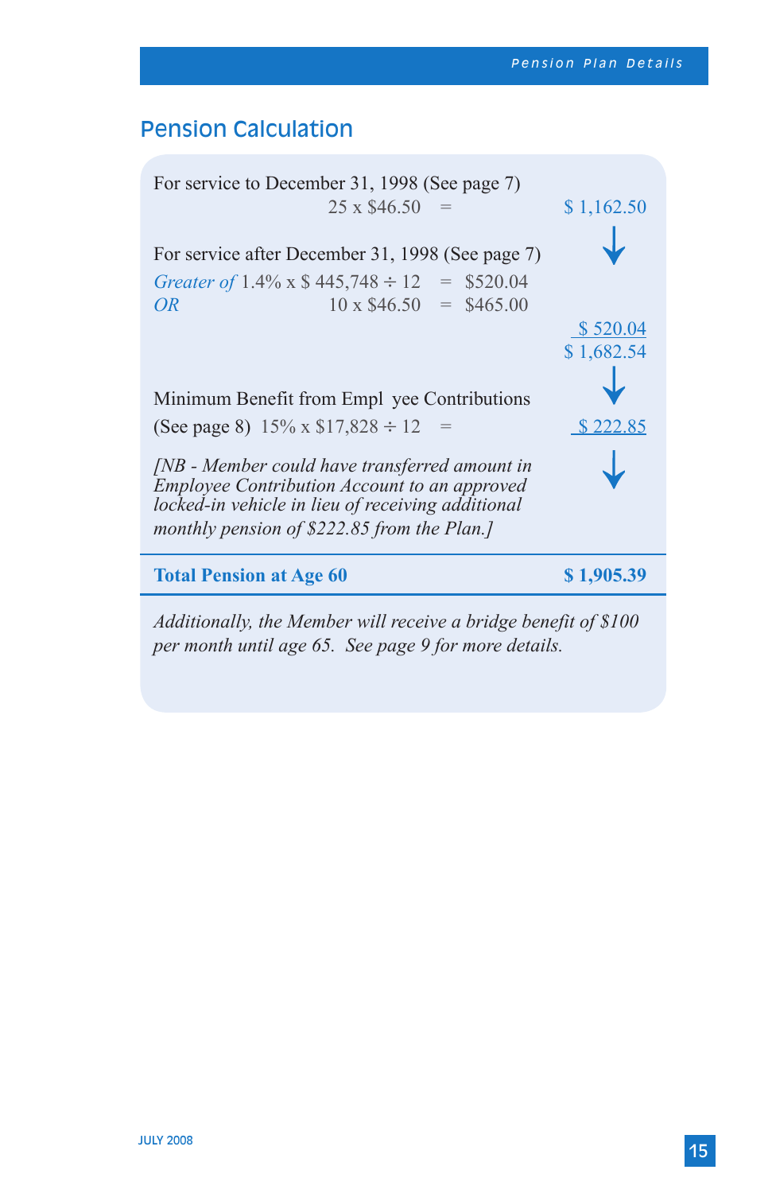## Pension Calculation

For service to December 31, 1998 (See page 7)

| | | |
|---|---|---|
| 25 x \$46.50 = | | \$ 1,162.50 |

For service after December 31, 1998 (See page 7)

| | | |
|---|---|---|
| *Greater of* 1.4% x \$ 445,748 ÷ 12 = | \$520.04 | |
| *OR* 10 x \$46.50 = | \$465.00 | |
| | | \$ 520.04 |
| | | \$ 1,682.54 |

Minimum Benefit from Empl yee Contributions

| | | |
|---|---|---|
| (See page 8) 15% x \$17,828 ÷ 12 = | | \$ 222.85 |

*[NB - Member could have transferred amount in Employee Contribution Account to an approved locked-in vehicle in lieu of receiving additional monthly pension of \$222.85 from the Plan.]*

| | |
|---|---|
| **Total Pension at Age 60** | **\$ 1,905.39** |

*Additionally, the Member will receive a bridge benefit of \$100 per month until age 65. See page 9 for more details.*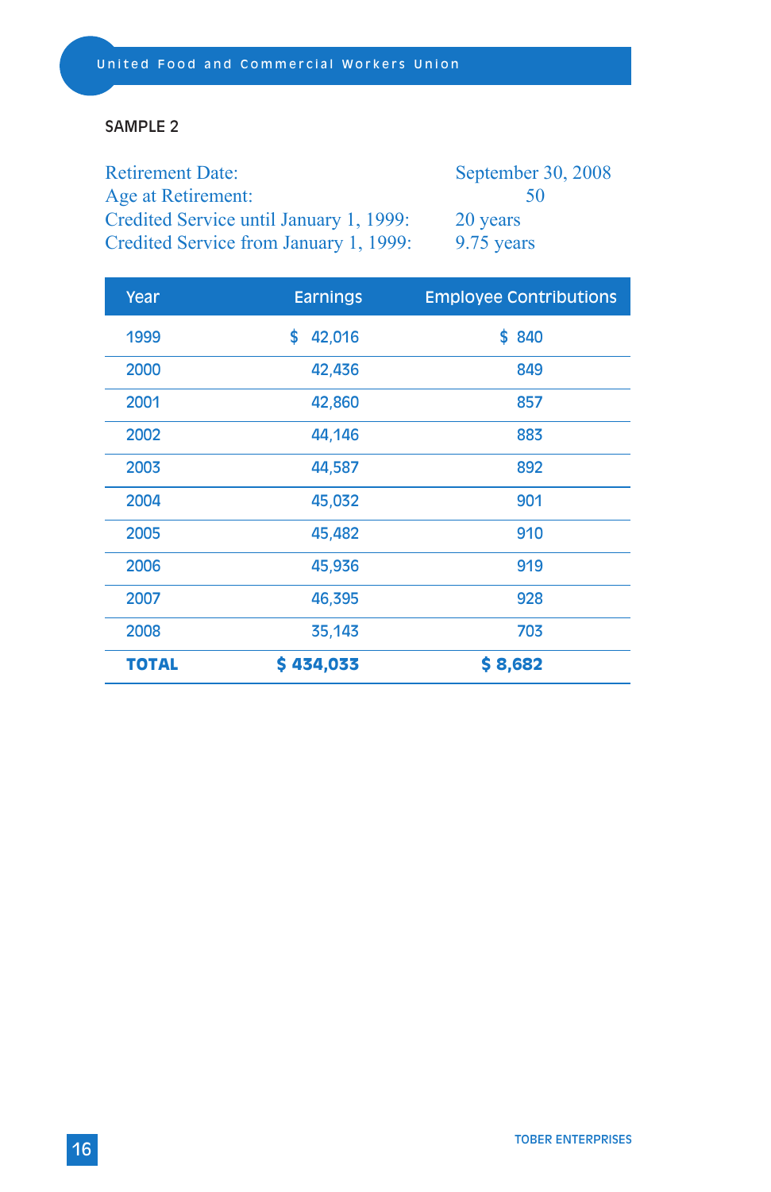SAMPLE 2

| | |
|---|---|
| Retirement Date: | September 30, 2008 |
| Age at Retirement: | 50 |
| Credited Service until January 1, 1999: | 20 years |
| Credited Service from January 1, 1999: | 9.75 years |

| Year | Earnings | Employee Contributions |
|---|---|---|
| 1999 | $ 42,016 | $ 840 |
| 2000 | 42,436 | 849 |
| 2001 | 42,860 | 857 |
| 2002 | 44,146 | 883 |
| 2003 | 44,587 | 892 |
| 2004 | 45,032 | 901 |
| 2005 | 45,482 | 910 |
| 2006 | 45,936 | 919 |
| 2007 | 46,395 | 928 |
| 2008 | 35,143 | 703 |
| **TOTAL** | **$ 434,033** | **$ 8,682** |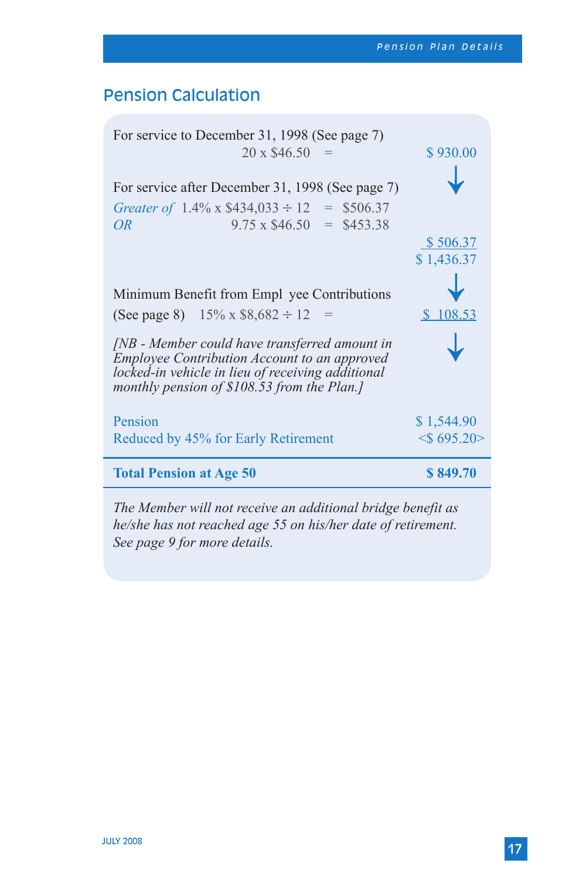## Pension Calculation

| | |
|---|---|
| For service to December 31, 1998 (See page 7)<br>20 x $46.50 = | $ 930.00 |
| For service after December 31, 1998 (See page 7)<br>*Greater of* 1.4% x $434,033 ÷ 12 = $506.37<br>*OR* 9.75 x $46.50 = $453.38 | $ 506.37 |
| | $ 1,436.37 |
| Minimum Benefit from Empl yee Contributions<br>(See page 8) 15% x $8,682 ÷ 12 = | $ 108.53 |
| *[NB - Member could have transferred amount in Employee Contribution Account to an approved locked-in vehicle in lieu of receiving additional monthly pension of $108.53 from the Plan.]* | |
| Pension | $ 1,544.90 |
| Reduced by 45% for Early Retirement | <$ 695.20> |
| **Total Pension at Age 50** | **$ 849.70** |

*The Member will not receive an additional bridge benefit as he/she has not reached age 55 on his/her date of retirement. See page 9 for more details.*

JULY 2008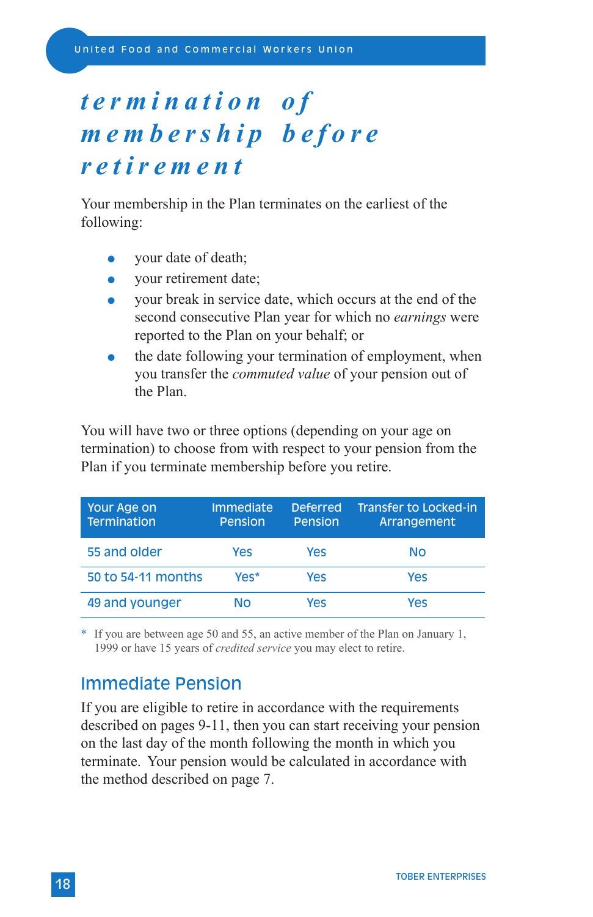# termination of membership before retirement

Your membership in the Plan terminates on the earliest of the following:

- your date of death;
- your retirement date;
- your break in service date, which occurs at the end of the second consecutive Plan year for which no *earnings* were reported to the Plan on your behalf; or
- the date following your termination of employment, when you transfer the *commuted value* of your pension out of the Plan.

You will have two or three options (depending on your age on termination) to choose from with respect to your pension from the Plan if you terminate membership before you retire.

| Your Age on Termination | Immediate Pension | Deferred Pension | Transfer to Locked-in Arrangement |
|---|---|---|---|
| 55 and older | Yes | Yes | No |
| 50 to 54-11 months | Yes* | Yes | Yes |
| 49 and younger | No | Yes | Yes |

\* If you are between age 50 and 55, an active member of the Plan on January 1, 1999 or have 15 years of *credited service* you may elect to retire.

## Immediate Pension

If you are eligible to retire in accordance with the requirements described on pages 9-11, then you can start receiving your pension on the last day of the month following the month in which you terminate. Your pension would be calculated in accordance with the method described on page 7.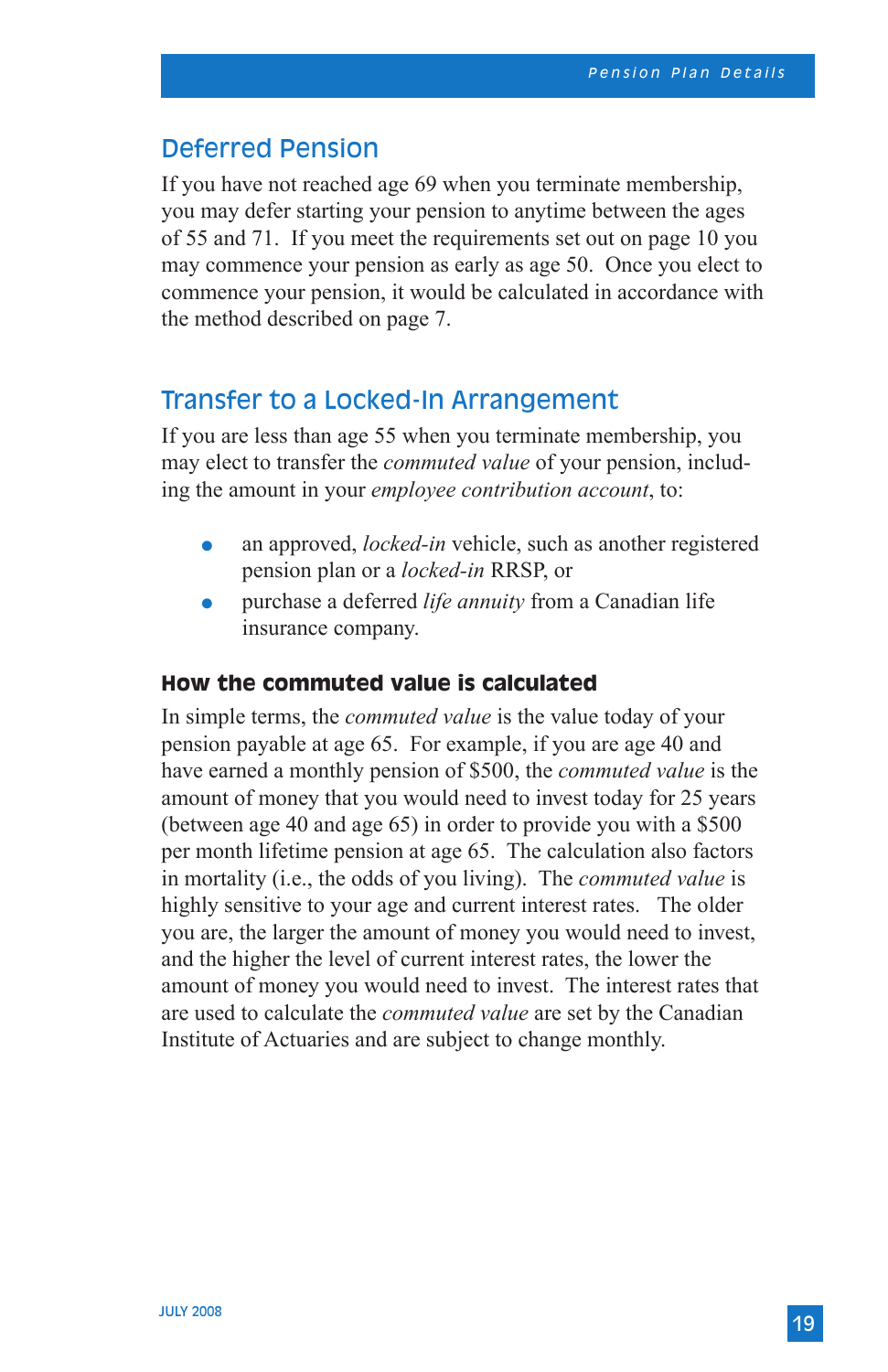## Deferred Pension

If you have not reached age 69 when you terminate membership, you may defer starting your pension to anytime between the ages of 55 and 71. If you meet the requirements set out on page 10 you may commence your pension as early as age 50. Once you elect to commence your pension, it would be calculated in accordance with the method described on page 7.

## Transfer to a Locked-In Arrangement

If you are less than age 55 when you terminate membership, you may elect to transfer the *commuted value* of your pension, including the amount in your *employee contribution account*, to:

- an approved, *locked-in* vehicle, such as another registered pension plan or a *locked-in* RRSP, or
- purchase a deferred *life annuity* from a Canadian life insurance company.

### How the commuted value is calculated

In simple terms, the *commuted value* is the value today of your pension payable at age 65. For example, if you are age 40 and have earned a monthly pension of $500, the *commuted value* is the amount of money that you would need to invest today for 25 years (between age 40 and age 65) in order to provide you with a $500 per month lifetime pension at age 65. The calculation also factors in mortality (i.e., the odds of you living). The *commuted value* is highly sensitive to your age and current interest rates. The older you are, the larger the amount of money you would need to invest, and the higher the level of current interest rates, the lower the amount of money you would need to invest. The interest rates that are used to calculate the *commuted value* are set by the Canadian Institute of Actuaries and are subject to change monthly.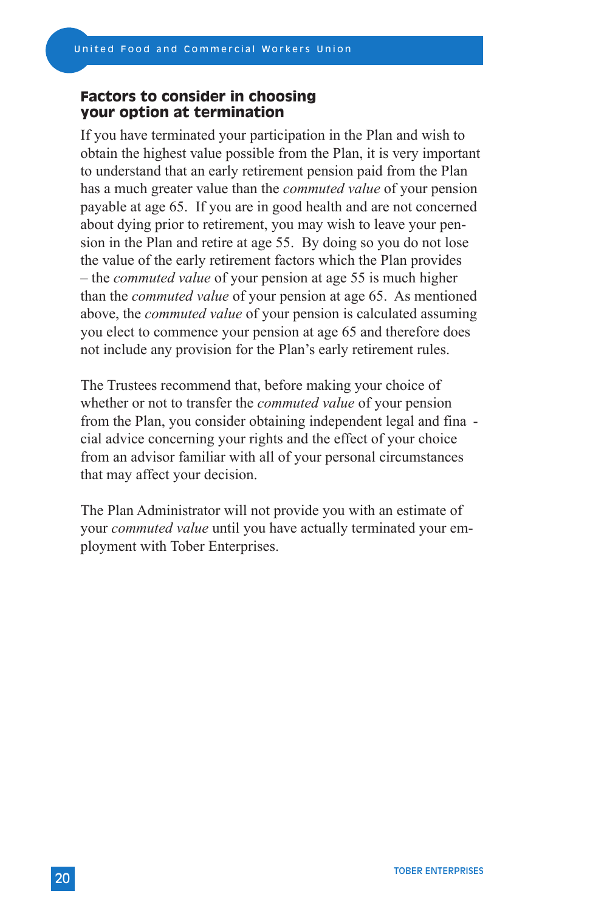## Factors to consider in choosing your option at termination

If you have terminated your participation in the Plan and wish to obtain the highest value possible from the Plan, it is very important to understand that an early retirement pension paid from the Plan has a much greater value than the *commuted value* of your pension payable at age 65. If you are in good health and are not concerned about dying prior to retirement, you may wish to leave your pension in the Plan and retire at age 55. By doing so you do not lose the value of the early retirement factors which the Plan provides – the *commuted value* of your pension at age 55 is much higher than the *commuted value* of your pension at age 65. As mentioned above, the *commuted value* of your pension is calculated assuming you elect to commence your pension at age 65 and therefore does not include any provision for the Plan's early retirement rules.

The Trustees recommend that, before making your choice of whether or not to transfer the *commuted value* of your pension from the Plan, you consider obtaining independent legal and financial advice concerning your rights and the effect of your choice from an advisor familiar with all of your personal circumstances that may affect your decision.

The Plan Administrator will not provide you with an estimate of your *commuted value* until you have actually terminated your employment with Tober Enterprises.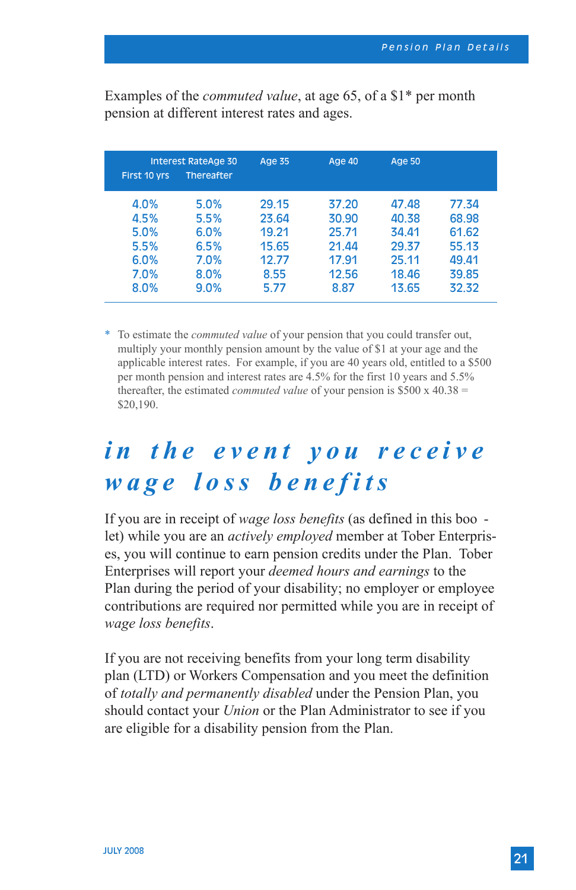Examples of the *commuted value*, at age 65, of a $1* per month pension at different interest rates and ages.

| Interest Rate First 10 yrs | Thereafter | Age 30 | Age 35 | Age 40 | Age 50 |
|---|---|---|---|---|---|
| 4.0% | 5.0% | 29.15 | 37.20 | 47.48 | 77.34 |
| 4.5% | 5.5% | 23.64 | 30.90 | 40.38 | 68.98 |
| 5.0% | 6.0% | 19.21 | 25.71 | 34.41 | 61.62 |
| 5.5% | 6.5% | 15.65 | 21.44 | 29.37 | 55.13 |
| 6.0% | 7.0% | 12.77 | 17.91 | 25.11 | 49.41 |
| 7.0% | 8.0% | 8.55 | 12.56 | 18.46 | 39.85 |
| 8.0% | 9.0% | 5.77 | 8.87 | 13.65 | 32.32 |

\* To estimate the *commuted value* of your pension that you could transfer out, multiply your monthly pension amount by the value of $1 at your age and the applicable interest rates. For example, if you are 40 years old, entitled to a $500 per month pension and interest rates are 4.5% for the first 10 years and 5.5% thereafter, the estimated *commuted value* of your pension is $500 x 40.38 = $20,190.

# in the event you receive wage loss benefits

If you are in receipt of *wage loss benefits* (as defined in this booklet) while you are an *actively employed* member at Tober Enterprises, you will continue to earn pension credits under the Plan. Tober Enterprises will report your *deemed hours and earnings* to the Plan during the period of your disability; no employer or employee contributions are required nor permitted while you are in receipt of *wage loss benefits*.

If you are not receiving benefits from your long term disability plan (LTD) or Workers Compensation and you meet the definition of *totally and permanently disabled* under the Pension Plan, you should contact your *Union* or the Plan Administrator to see if you are eligible for a disability pension from the Plan.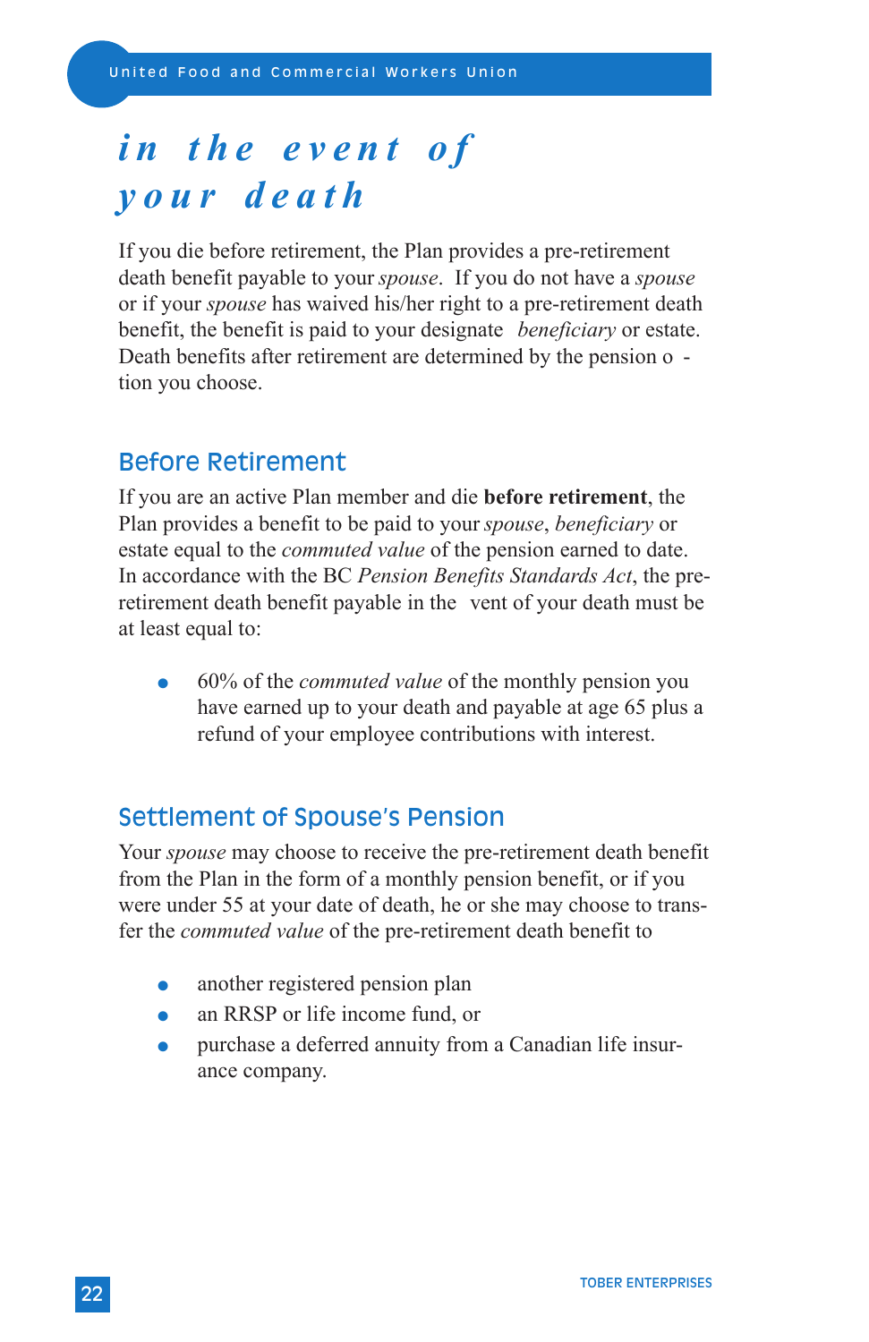# in the event of your death

If you die before retirement, the Plan provides a pre-retirement death benefit payable to your *spouse*. If you do not have a *spouse* or if your *spouse* has waived his/her right to a pre-retirement death benefit, the benefit is paid to your designate *beneficiary* or estate. Death benefits after retirement are determined by the pension o - tion you choose.

## Before Retirement

If you are an active Plan member and die **before retirement**, the Plan provides a benefit to be paid to your *spouse*, *beneficiary* or estate equal to the *commuted value* of the pension earned to date. In accordance with the BC *Pension Benefits Standards Act*, the pre-retirement death benefit payable in the vent of your death must be at least equal to:

- 60% of the *commuted value* of the monthly pension you have earned up to your death and payable at age 65 plus a refund of your employee contributions with interest.

## Settlement of Spouse's Pension

Your *spouse* may choose to receive the pre-retirement death benefit from the Plan in the form of a monthly pension benefit, or if you were under 55 at your date of death, he or she may choose to transfer the *commuted value* of the pre-retirement death benefit to

- another registered pension plan
- an RRSP or life income fund, or
- purchase a deferred annuity from a Canadian life insurance company.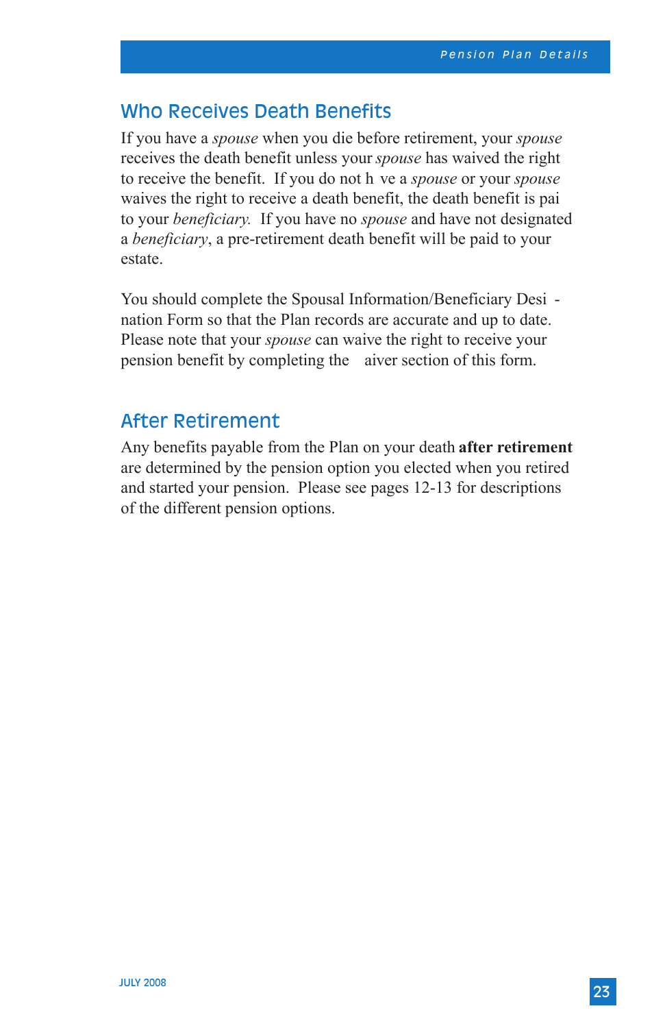## Who Receives Death Benefits

If you have a *spouse* when you die before retirement, your *spouse* receives the death benefit unless your *spouse* has waived the right to receive the benefit. If you do not h ve a *spouse* or your *spouse* waives the right to receive a death benefit, the death benefit is pai to your *beneficiary.* If you have no *spouse* and have not designated a *beneficiary*, a pre-retirement death benefit will be paid to your estate.

You should complete the Spousal Information/Beneficiary Desi - nation Form so that the Plan records are accurate and up to date. Please note that your *spouse* can waive the right to receive your pension benefit by completing the aiver section of this form.

## After Retirement

Any benefits payable from the Plan on your death **after retirement** are determined by the pension option you elected when you retired and started your pension. Please see pages 12-13 for descriptions of the different pension options.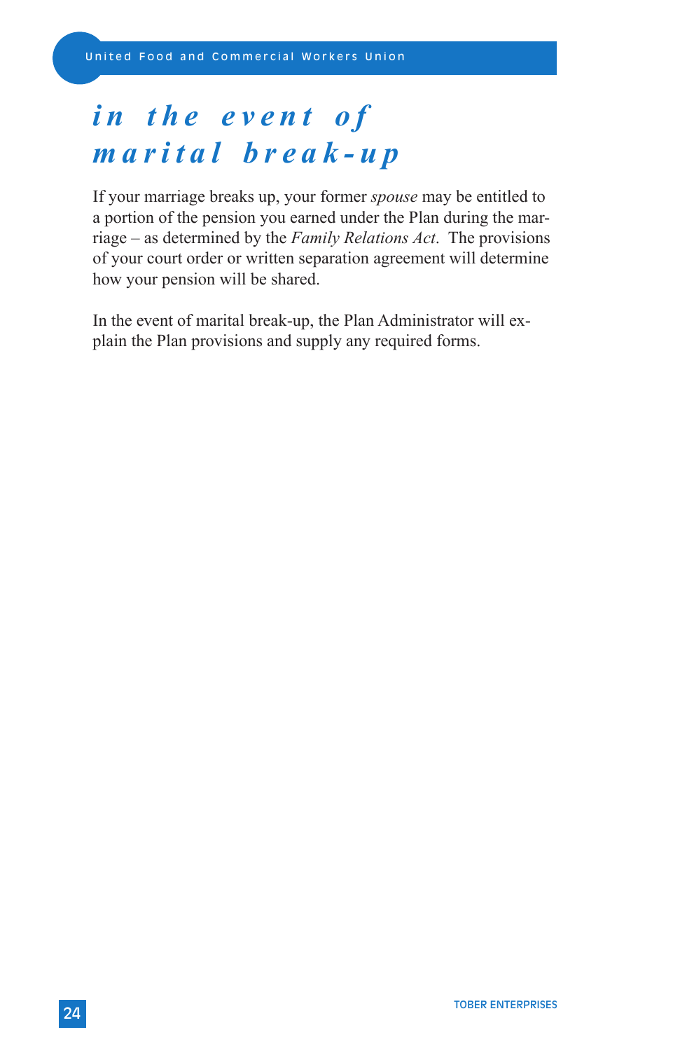# *in the event of marital break-up*

If your marriage breaks up, your former *spouse* may be entitled to a portion of the pension you earned under the Plan during the marriage – as determined by the *Family Relations Act*. The provisions of your court order or written separation agreement will determine how your pension will be shared.

In the event of marital break-up, the Plan Administrator will explain the Plan provisions and supply any required forms.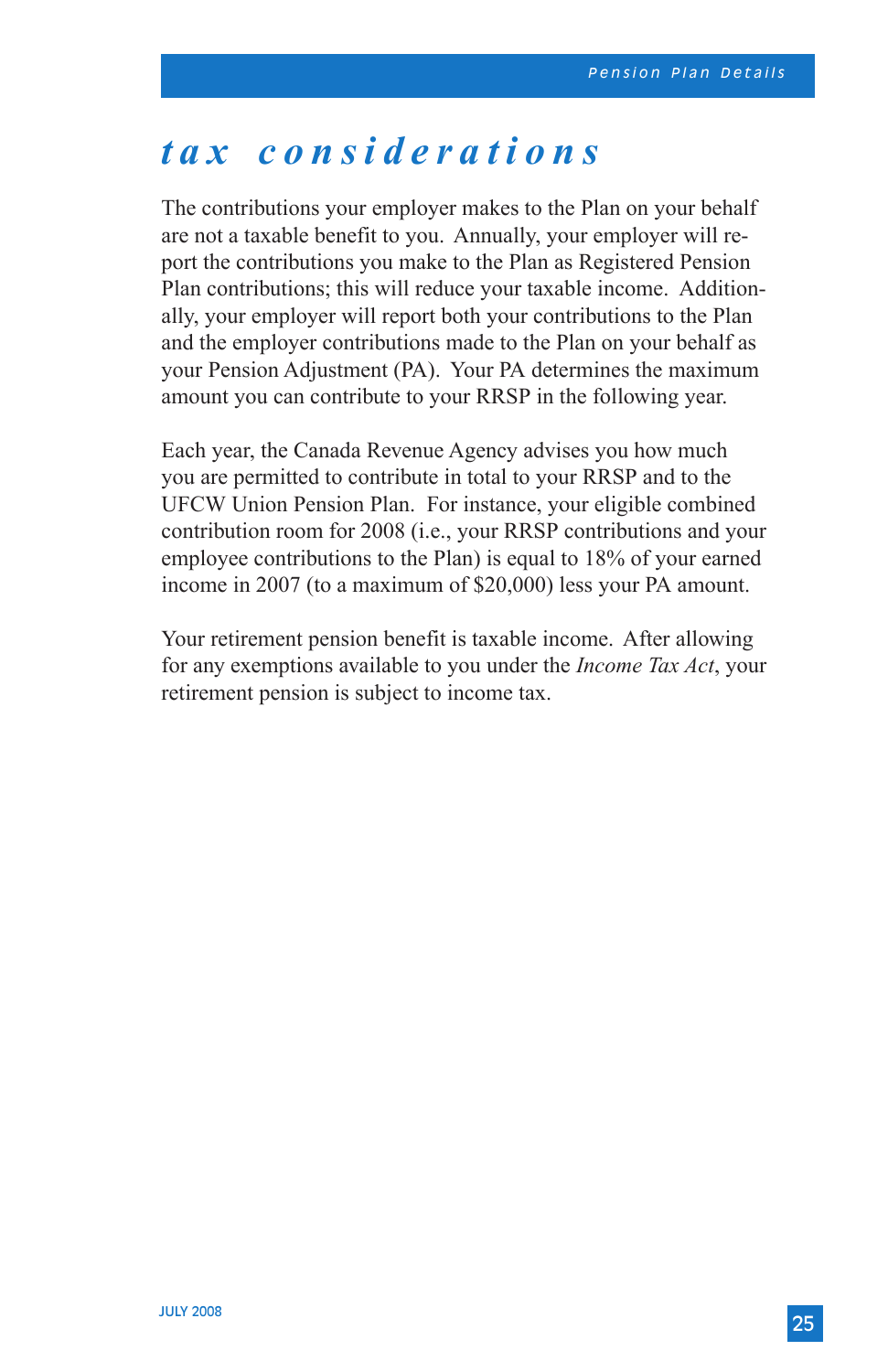# *tax considerations*

The contributions your employer makes to the Plan on your behalf are not a taxable benefit to you. Annually, your employer will report the contributions you make to the Plan as Registered Pension Plan contributions; this will reduce your taxable income. Additionally, your employer will report both your contributions to the Plan and the employer contributions made to the Plan on your behalf as your Pension Adjustment (PA). Your PA determines the maximum amount you can contribute to your RRSP in the following year.

Each year, the Canada Revenue Agency advises you how much you are permitted to contribute in total to your RRSP and to the UFCW Union Pension Plan. For instance, your eligible combined contribution room for 2008 (i.e., your RRSP contributions and your employee contributions to the Plan) is equal to 18% of your earned income in 2007 (to a maximum of $20,000) less your PA amount.

Your retirement pension benefit is taxable income. After allowing for any exemptions available to you under the *Income Tax Act*, your retirement pension is subject to income tax.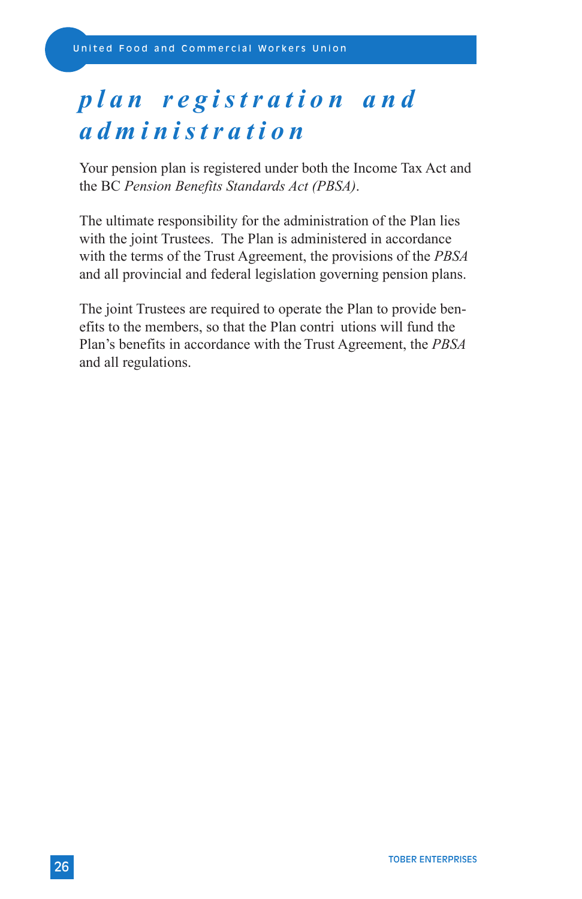# plan registration and administration

Your pension plan is registered under both the Income Tax Act and the BC *Pension Benefits Standards Act (PBSA)*.

The ultimate responsibility for the administration of the Plan lies with the joint Trustees. The Plan is administered in accordance with the terms of the Trust Agreement, the provisions of the *PBSA* and all provincial and federal legislation governing pension plans.

The joint Trustees are required to operate the Plan to provide benefits to the members, so that the Plan contri utions will fund the Plan's benefits in accordance with the Trust Agreement, the *PBSA* and all regulations.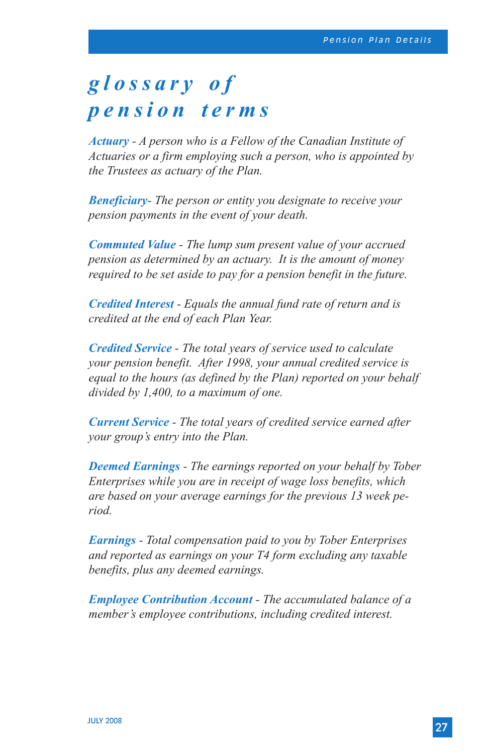# glossary of pension terms

***Actuary*** *- A person who is a Fellow of the Canadian Institute of Actuaries or a firm employing such a person, who is appointed by the Trustees as actuary of the Plan.*

***Beneficiary****- The person or entity you designate to receive your pension payments in the event of your death.*

***Commuted Value*** *- The lump sum present value of your accrued pension as determined by an actuary. It is the amount of money required to be set aside to pay for a pension benefit in the future.*

***Credited Interest*** *- Equals the annual fund rate of return and is credited at the end of each Plan Year.*

***Credited Service*** *- The total years of service used to calculate your pension benefit. After 1998, your annual credited service is equal to the hours (as defined by the Plan) reported on your behalf divided by 1,400, to a maximum of one.*

***Current Service*** *- The total years of credited service earned after your group's entry into the Plan.*

***Deemed Earnings*** *- The earnings reported on your behalf by Tober Enterprises while you are in receipt of wage loss benefits, which are based on your average earnings for the previous 13 week period.*

***Earnings*** *- Total compensation paid to you by Tober Enterprises and reported as earnings on your T4 form excluding any taxable benefits, plus any deemed earnings.*

***Employee Contribution Account*** *- The accumulated balance of a member's employee contributions, including credited interest.*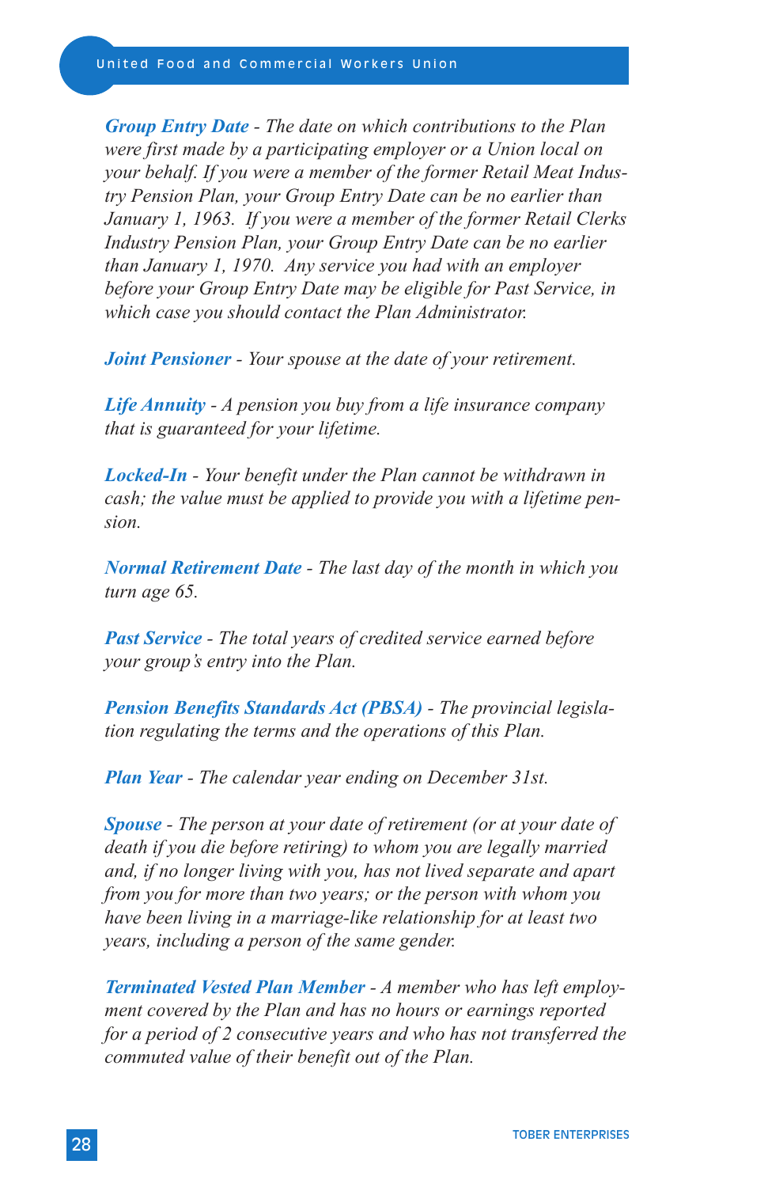***Group Entry Date*** *- The date on which contributions to the Plan were first made by a participating employer or a Union local on your behalf. If you were a member of the former Retail Meat Industry Pension Plan, your Group Entry Date can be no earlier than January 1, 1963. If you were a member of the former Retail Clerks Industry Pension Plan, your Group Entry Date can be no earlier than January 1, 1970. Any service you had with an employer before your Group Entry Date may be eligible for Past Service, in which case you should contact the Plan Administrator.*

***Joint Pensioner*** *- Your spouse at the date of your retirement.*

***Life Annuity*** *- A pension you buy from a life insurance company that is guaranteed for your lifetime.*

***Locked-In*** *- Your benefit under the Plan cannot be withdrawn in cash; the value must be applied to provide you with a lifetime pension.*

***Normal Retirement Date*** *- The last day of the month in which you turn age 65.*

***Past Service*** *- The total years of credited service earned before your group's entry into the Plan.*

***Pension Benefits Standards Act (PBSA)*** *- The provincial legislation regulating the terms and the operations of this Plan.*

***Plan Year*** *- The calendar year ending on December 31st.*

***Spouse*** *- The person at your date of retirement (or at your date of death if you die before retiring) to whom you are legally married and, if no longer living with you, has not lived separate and apart from you for more than two years; or the person with whom you have been living in a marriage-like relationship for at least two years, including a person of the same gender.*

***Terminated Vested Plan Member*** *- A member who has left employment covered by the Plan and has no hours or earnings reported for a period of 2 consecutive years and who has not transferred the commuted value of their benefit out of the Plan.*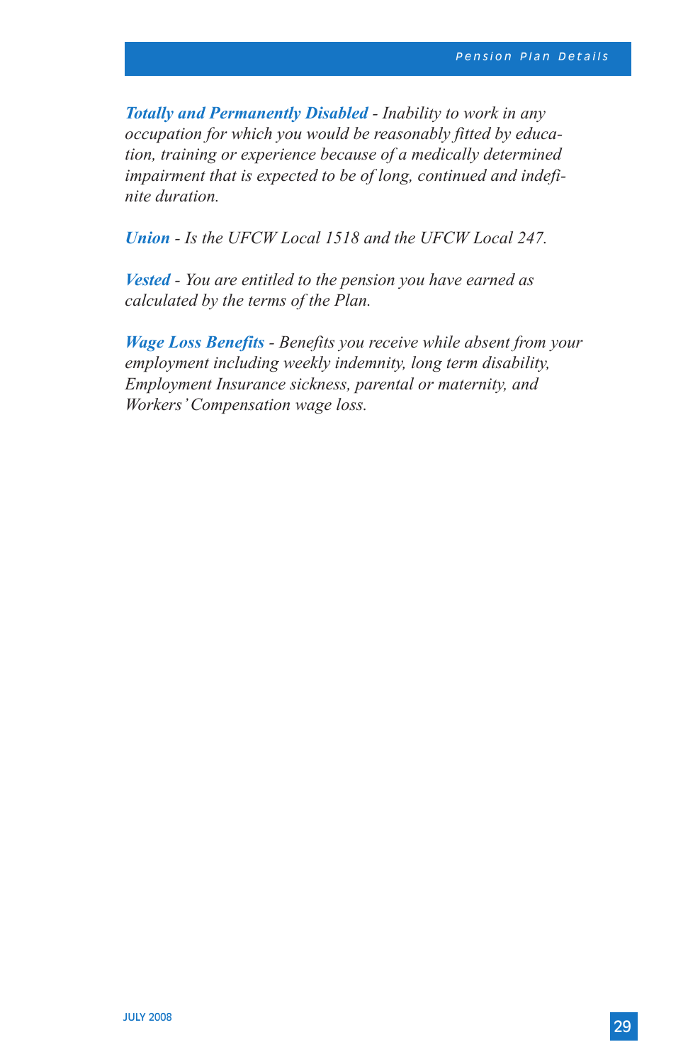***Totally and Permanently Disabled*** *- Inability to work in any occupation for which you would be reasonably fitted by education, training or experience because of a medically determined impairment that is expected to be of long, continued and indefinite duration.*

***Union*** *- Is the UFCW Local 1518 and the UFCW Local 247.*

***Vested*** *- You are entitled to the pension you have earned as calculated by the terms of the Plan.*

***Wage Loss Benefits*** *- Benefits you receive while absent from your employment including weekly indemnity, long term disability, Employment Insurance sickness, parental or maternity, and Workers' Compensation wage loss.*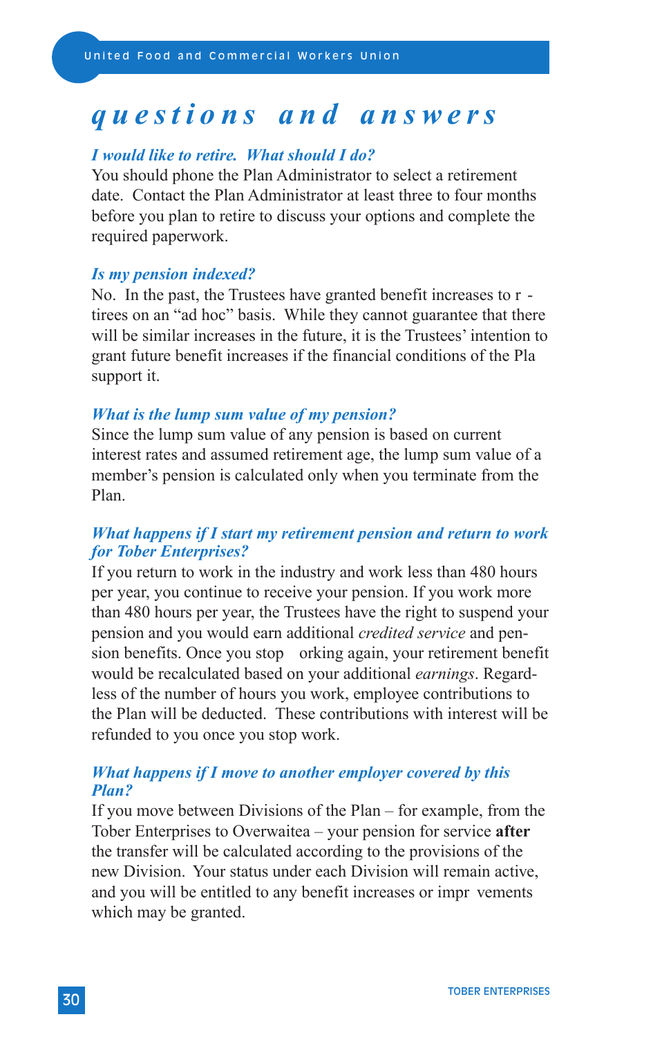# questions and answers

### *I would like to retire. What should I do?*

You should phone the Plan Administrator to select a retirement date. Contact the Plan Administrator at least three to four months before you plan to retire to discuss your options and complete the required paperwork.

### *Is my pension indexed?*

No. In the past, the Trustees have granted benefit increases to r - tirees on an "ad hoc" basis. While they cannot guarantee that there will be similar increases in the future, it is the Trustees' intention to grant future benefit increases if the financial conditions of the Pla support it.

### *What is the lump sum value of my pension?*

Since the lump sum value of any pension is based on current interest rates and assumed retirement age, the lump sum value of a member's pension is calculated only when you terminate from the Plan.

### *What happens if I start my retirement pension and return to work for Tober Enterprises?*

If you return to work in the industry and work less than 480 hours per year, you continue to receive your pension. If you work more than 480 hours per year, the Trustees have the right to suspend your pension and you would earn additional *credited service* and pension benefits. Once you stop orking again, your retirement benefit would be recalculated based on your additional *earnings*. Regardless of the number of hours you work, employee contributions to the Plan will be deducted. These contributions with interest will be refunded to you once you stop work.

### *What happens if I move to another employer covered by this Plan?*

If you move between Divisions of the Plan – for example, from the Tober Enterprises to Overwaitea – your pension for service **after** the transfer will be calculated according to the provisions of the new Division. Your status under each Division will remain active, and you will be entitled to any benefit increases or impr vements which may be granted.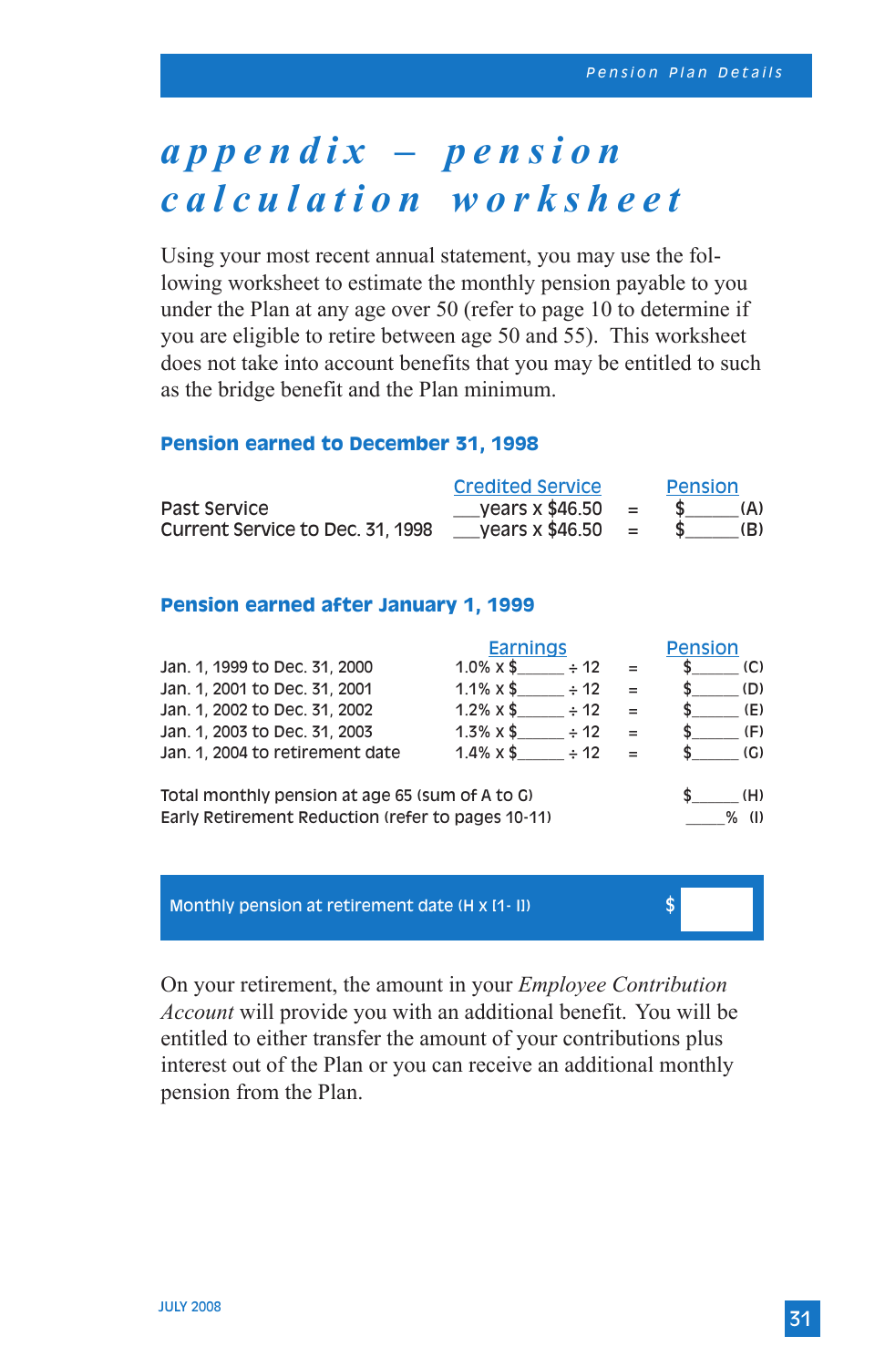# appendix – pension calculation worksheet

Using your most recent annual statement, you may use the following worksheet to estimate the monthly pension payable to you under the Plan at any age over 50 (refer to page 10 to determine if you are eligible to retire between age 50 and 55). This worksheet does not take into account benefits that you may be entitled to such as the bridge benefit and the Plan minimum.

### Pension earned to December 31, 1998

| | Credited Service | | Pension |
|---|---|---|---|
| Past Service | ___years x $46.50 | = | $______(A) |
| Current Service to Dec. 31, 1998 | ___years x $46.50 | = | $______(B) |

### Pension earned after January 1, 1999

| | Earnings | | Pension |
|---|---|---|---|
| Jan. 1, 1999 to Dec. 31, 2000 | 1.0% x $______ ÷ 12 | = | $______ (C) |
| Jan. 1, 2001 to Dec. 31, 2001 | 1.1% x $______ ÷ 12 | = | $______ (D) |
| Jan. 1, 2002 to Dec. 31, 2002 | 1.2% x $______ ÷ 12 | = | $______ (E) |
| Jan. 1, 2003 to Dec. 31, 2003 | 1.3% x $______ ÷ 12 | = | $______ (F) |
| Jan. 1, 2004 to retirement date | 1.4% x $______ ÷ 12 | = | $______ (G) |

| | |
|---|---|
| Total monthly pension at age 65 (sum of A to G) | $______ (H) |
| Early Retirement Reduction (refer to pages 10-11) | _____% (I) |

**Monthly pension at retirement date (H x [1- I])** $ ______

On your retirement, the amount in your *Employee Contribution Account* will provide you with an additional benefit. You will be entitled to either transfer the amount of your contributions plus interest out of the Plan or you can receive an additional monthly pension from the Plan.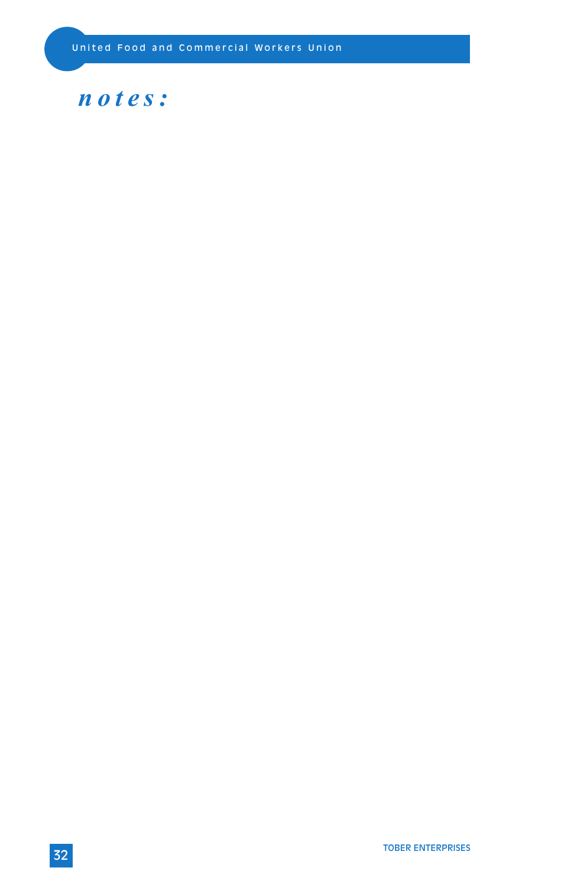# *notes:*